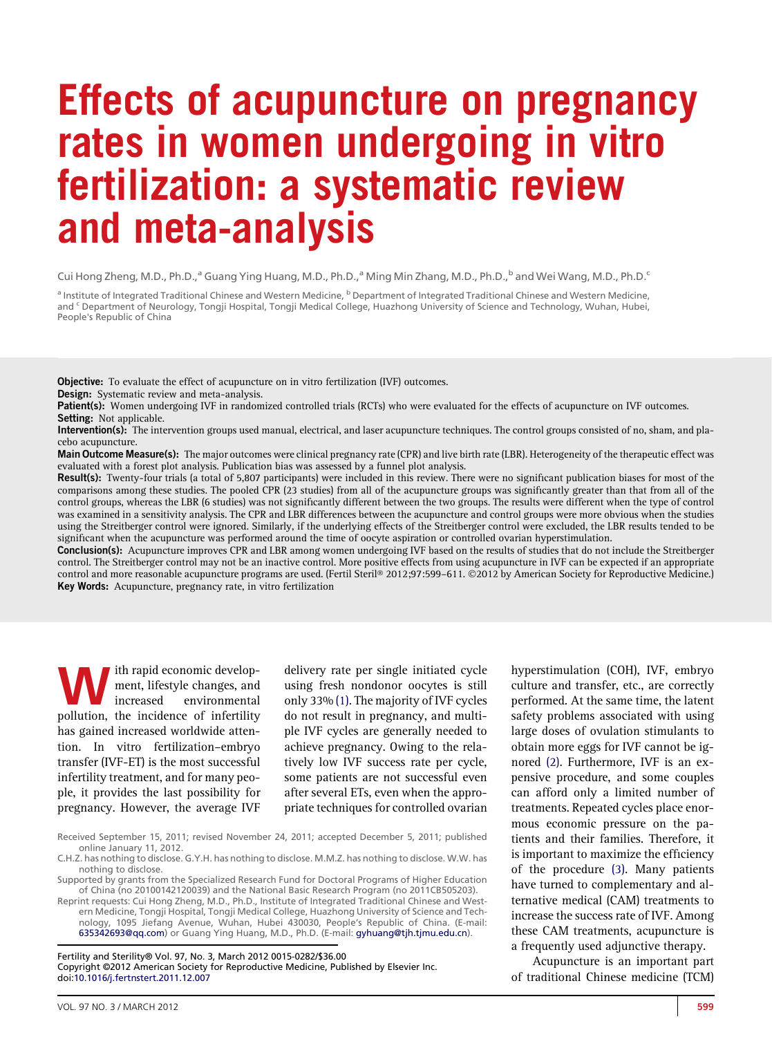# Effects of acupuncture on pregnancy rates in women undergoing in vitro fertilization: a systematic review and meta-analysis

Cui Hong Zheng, M.D., Ph.D.,[a] Guang Ying Huang, M.D., Ph.D.,[a] Ming Min Zhang, M.D., Ph.D.,[b] and Wei Wang, M.D., Ph.D.[c]

[a] Institute of Integrated Traditional Chinese and Western Medicine, [b] Department of Integrated Traditional Chinese and Western Medicine, and [c] Department of Neurology, Tongji Hospital, Tongji Medical College, Huazhong University of Science and Technology, Wuhan, Hubei, People's Republic of China

**Objective:** To evaluate the effect of acupuncture on in vitro fertilization (IVF) outcomes.

**Design:** Systematic review and meta-analysis.

**Patient(s):** Women undergoing IVF in randomized controlled trials (RCTs) who were evaluated for the effects of acupuncture on IVF outcomes.

**Setting:** Not applicable.

**Intervention(s):** The intervention groups used manual, electrical, and laser acupuncture techniques. The control groups consisted of no, sham, and placebo acupuncture.

**Main Outcome Measure(s):** The major outcomes were clinical pregnancy rate (CPR) and live birth rate (LBR). Heterogeneity of the therapeutic effect was evaluated with a forest plot analysis. Publication bias was assessed by a funnel plot analysis.

**Result(s):** Twenty-four trials (a total of 5,807 participants) were included in this review. There were no significant publication biases for most of the comparisons among these studies. The pooled CPR (23 studies) from all of the acupuncture groups was significantly greater than that from all of the control groups, whereas the LBR (6 studies) was not significantly different between the two groups. The results were different when the type of control was examined in a sensitivity analysis. The CPR and LBR differences between the acupuncture and control groups were more obvious when the studies using the Streitberger control were ignored. Similarly, if the underlying effects of the Streitberger control were excluded, the LBR results tended to be significant when the acupuncture was performed around the time of oocyte aspiration or controlled ovarian hyperstimulation.

**Conclusion(s):** Acupuncture improves CPR and LBR among women undergoing IVF based on the results of studies that do not include the Streitberger control. The Streitberger control may not be an inactive control. More positive effects from using acupuncture in IVF can be expected if an appropriate control and more reasonable acupuncture programs are used. (Fertil Steril® 2012;97:599–611. ©2012 by American Society for Reproductive Medicine.)

**Key Words:** Acupuncture, pregnancy rate, in vitro fertilization

With rapid economic development, lifestyle changes, and increased environmental pollution, the incidence of infertility has gained increased worldwide attention. In vitro fertilization–embryo transfer (IVF-ET) is the most successful infertility treatment, and for many people, it provides the last possibility for pregnancy. However, the average IVF delivery rate per single initiated cycle using fresh nondonor oocytes is still only 33% (1). The majority of IVF cycles do not result in pregnancy, and multiple IVF cycles are generally needed to achieve pregnancy. Owing to the relatively low IVF success rate per cycle, some patients are not successful even after several ETs, even when the appropriate techniques for controlled ovarian hyperstimulation (COH), IVF, embryo culture and transfer, etc., are correctly performed. At the same time, the latent safety problems associated with using large doses of ovulation stimulants to obtain more eggs for IVF cannot be ignored (2). Furthermore, IVF is an expensive procedure, and some couples can afford only a limited number of treatments. Repeated cycles place enormous economic pressure on the patients and their families. Therefore, it is important to maximize the efficiency of the procedure (3). Many patients have turned to complementary and alternative medical (CAM) treatments to increase the success rate of IVF. Among these CAM treatments, acupuncture is a frequently used adjunctive therapy.

Acupuncture is an important part of traditional Chinese medicine (TCM)

Received September 15, 2011; revised November 24, 2011; accepted December 5, 2011; published online January 11, 2012.

C.H.Z. has nothing to disclose. G.Y.H. has nothing to disclose. M.M.Z. has nothing to disclose. W.W. has nothing to disclose.

Supported by grants from the Specialized Research Fund for Doctoral Programs of Higher Education of China (no 20100142120039) and the National Basic Research Program (no 2011CB505203).

Reprint requests: Cui Hong Zheng, M.D., Ph.D., Institute of Integrated Traditional Chinese and Western Medicine, Tongji Hospital, Tongji Medical College, Huazhong University of Science and Technology, 1095 Jiefang Avenue, Wuhan, Hubei 430030, People's Republic of China. (E-mail: 635342693@qq.com) or Guang Ying Huang, M.D., Ph.D. (E-mail: gyhuang@tjh.tjmu.edu.cn).

Fertility and Sterility® Vol. 97, No. 3, March 2012 0015-0282/$36.00
Copyright ©2012 American Society for Reproductive Medicine, Published by Elsevier Inc.
doi:10.1016/j.fertnstert.2011.12.007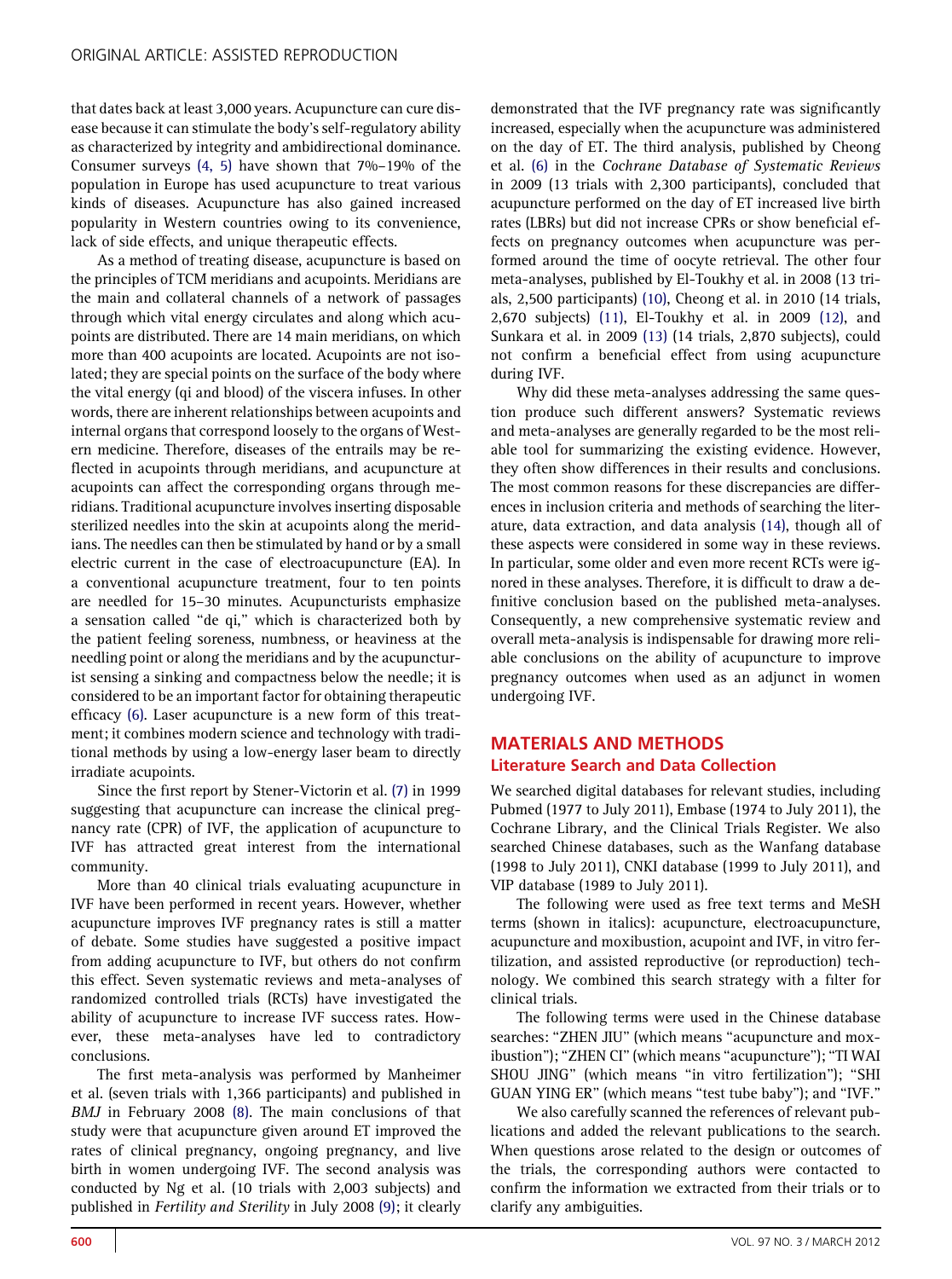that dates back at least 3,000 years. Acupuncture can cure disease because it can stimulate the body's self-regulatory ability as characterized by integrity and ambidirectional dominance. Consumer surveys (4, 5) have shown that 7%–19% of the population in Europe has used acupuncture to treat various kinds of diseases. Acupuncture has also gained increased popularity in Western countries owing to its convenience, lack of side effects, and unique therapeutic effects.

As a method of treating disease, acupuncture is based on the principles of TCM meridians and acupoints. Meridians are the main and collateral channels of a network of passages through which vital energy circulates and along which acupoints are distributed. There are 14 main meridians, on which more than 400 acupoints are located. Acupoints are not isolated; they are special points on the surface of the body where the vital energy (qi and blood) of the viscera infuses. In other words, there are inherent relationships between acupoints and internal organs that correspond loosely to the organs of Western medicine. Therefore, diseases of the entrails may be reflected in acupoints through meridians, and acupuncture at acupoints can affect the corresponding organs through meridians. Traditional acupuncture involves inserting disposable sterilized needles into the skin at acupoints along the meridians. The needles can then be stimulated by hand or by a small electric current in the case of electroacupuncture (EA). In a conventional acupuncture treatment, four to ten points are needled for 15–30 minutes. Acupuncturists emphasize a sensation called "de qi," which is characterized both by the patient feeling soreness, numbness, or heaviness at the needling point or along the meridians and by the acupuncturist sensing a sinking and compactness below the needle; it is considered to be an important factor for obtaining therapeutic efficacy (6). Laser acupuncture is a new form of this treatment; it combines modern science and technology with traditional methods by using a low-energy laser beam to directly irradiate acupoints.

Since the first report by Stener-Victorin et al. (7) in 1999 suggesting that acupuncture can increase the clinical pregnancy rate (CPR) of IVF, the application of acupuncture to IVF has attracted great interest from the international community.

More than 40 clinical trials evaluating acupuncture in IVF have been performed in recent years. However, whether acupuncture improves IVF pregnancy rates is still a matter of debate. Some studies have suggested a positive impact from adding acupuncture to IVF, but others do not confirm this effect. Seven systematic reviews and meta-analyses of randomized controlled trials (RCTs) have investigated the ability of acupuncture to increase IVF success rates. However, these meta-analyses have led to contradictory conclusions.

The first meta-analysis was performed by Manheimer et al. (seven trials with 1,366 participants) and published in *BMJ* in February 2008 (8). The main conclusions of that study were that acupuncture given around ET improved the rates of clinical pregnancy, ongoing pregnancy, and live birth in women undergoing IVF. The second analysis was conducted by Ng et al. (10 trials with 2,003 subjects) and published in *Fertility and Sterility* in July 2008 (9); it clearly demonstrated that the IVF pregnancy rate was significantly increased, especially when the acupuncture was administered on the day of ET. The third analysis, published by Cheong et al. (6) in the *Cochrane Database of Systematic Reviews* in 2009 (13 trials with 2,300 participants), concluded that acupuncture performed on the day of ET increased live birth rates (LBRs) but did not increase CPRs or show beneficial effects on pregnancy outcomes when acupuncture was performed around the time of oocyte retrieval. The other four meta-analyses, published by El-Toukhy et al. in 2008 (13 trials, 2,500 participants) (10), Cheong et al. in 2010 (14 trials, 2,670 subjects) (11), El-Toukhy et al. in 2009 (12), and Sunkara et al. in 2009 (13) (14 trials, 2,870 subjects), could not confirm a beneficial effect from using acupuncture during IVF.

Why did these meta-analyses addressing the same question produce such different answers? Systematic reviews and meta-analyses are generally regarded to be the most reliable tool for summarizing the existing evidence. However, they often show differences in their results and conclusions. The most common reasons for these discrepancies are differences in inclusion criteria and methods of searching the literature, data extraction, and data analysis (14), though all of these aspects were considered in some way in these reviews. In particular, some older and even more recent RCTs were ignored in these analyses. Therefore, it is difficult to draw a definitive conclusion based on the published meta-analyses. Consequently, a new comprehensive systematic review and overall meta-analysis is indispensable for drawing more reliable conclusions on the ability of acupuncture to improve pregnancy outcomes when used as an adjunct in women undergoing IVF.

## MATERIALS AND METHODS

### Literature Search and Data Collection

We searched digital databases for relevant studies, including Pubmed (1977 to July 2011), Embase (1974 to July 2011), the Cochrane Library, and the Clinical Trials Register. We also searched Chinese databases, such as the Wanfang database (1998 to July 2011), CNKI database (1999 to July 2011), and VIP database (1989 to July 2011).

The following were used as free text terms and MeSH terms (shown in italics): acupuncture, electroacupuncture, acupuncture and moxibustion, acupoint and IVF, in vitro fertilization, and assisted reproductive (or reproduction) technology. We combined this search strategy with a filter for clinical trials.

The following terms were used in the Chinese database searches: "ZHEN JIU" (which means "acupuncture and moxibustion"); "ZHEN CI" (which means "acupuncture"); "TI WAI SHOU JING" (which means "in vitro fertilization"); "SHI GUAN YING ER" (which means "test tube baby"); and "IVF."

We also carefully scanned the references of relevant publications and added the relevant publications to the search. When questions arose related to the design or outcomes of the trials, the corresponding authors were contacted to confirm the information we extracted from their trials or to clarify any ambiguities.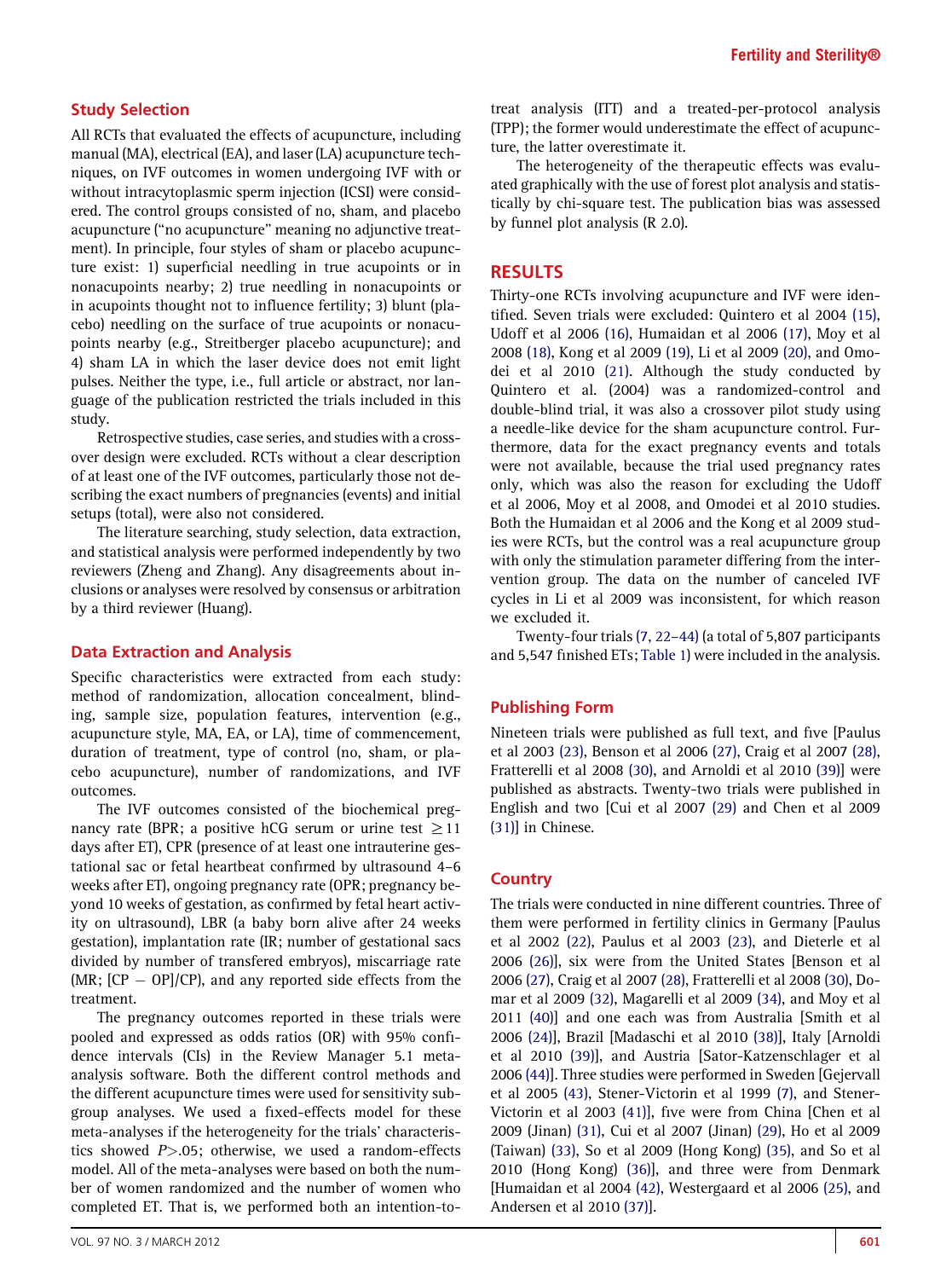## Study Selection

All RCTs that evaluated the effects of acupuncture, including manual (MA), electrical (EA), and laser (LA) acupuncture techniques, on IVF outcomes in women undergoing IVF with or without intracytoplasmic sperm injection (ICSI) were considered. The control groups consisted of no, sham, and placebo acupuncture ("no acupuncture" meaning no adjunctive treatment). In principle, four styles of sham or placebo acupuncture exist: 1) superficial needling in true acupoints or in nonacupoints nearby; 2) true needling in nonacupoints or in acupoints thought not to influence fertility; 3) blunt (placebo) needling on the surface of true acupoints or nonacupoints nearby (e.g., Streitberger placebo acupuncture); and 4) sham LA in which the laser device does not emit light pulses. Neither the type, i.e., full article or abstract, nor language of the publication restricted the trials included in this study.

Retrospective studies, case series, and studies with a crossover design were excluded. RCTs without a clear description of at least one of the IVF outcomes, particularly those not describing the exact numbers of pregnancies (events) and initial setups (total), were also not considered.

The literature searching, study selection, data extraction, and statistical analysis were performed independently by two reviewers (Zheng and Zhang). Any disagreements about inclusions or analyses were resolved by consensus or arbitration by a third reviewer (Huang).

## Data Extraction and Analysis

Specific characteristics were extracted from each study: method of randomization, allocation concealment, blinding, sample size, population features, intervention (e.g., acupuncture style, MA, EA, or LA), time of commencement, duration of treatment, type of control (no, sham, or placebo acupuncture), number of randomizations, and IVF outcomes.

The IVF outcomes consisted of the biochemical pregnancy rate (BPR; a positive hCG serum or urine test $\geq 11$ days after ET), CPR (presence of at least one intrauterine gestational sac or fetal heartbeat confirmed by ultrasound 4–6 weeks after ET), ongoing pregnancy rate (OPR; pregnancy beyond 10 weeks of gestation, as confirmed by fetal heart activity on ultrasound), LBR (a baby born alive after 24 weeks gestation), implantation rate (IR; number of gestational sacs divided by number of transfered embryos), miscarriage rate (MR; [CP − OP]/CP), and any reported side effects from the treatment.

The pregnancy outcomes reported in these trials were pooled and expressed as odds ratios (OR) with 95% confidence intervals (CIs) in the Review Manager 5.1 meta-analysis software. Both the different control methods and the different acupuncture times were used for sensitivity subgroup analyses. We used a fixed-effects model for these meta-analyses if the heterogeneity for the trials' characteristics showed $P > .05$; otherwise, we used a random-effects model. All of the meta-analyses were based on both the number of women randomized and the number of women who completed ET. That is, we performed both an intention-to-treat analysis (ITT) and a treated-per-protocol analysis (TPP); the former would underestimate the effect of acupuncture, the latter overestimate it.

The heterogeneity of the therapeutic effects was evaluated graphically with the use of forest plot analysis and statistically by chi-square test. The publication bias was assessed by funnel plot analysis (R 2.0).

# RESULTS

Thirty-one RCTs involving acupuncture and IVF were identified. Seven trials were excluded: Quintero et al 2004 (15), Udoff et al 2006 (16), Humaidan et al 2006 (17), Moy et al 2008 (18), Kong et al 2009 (19), Li et al 2009 (20), and Omodei et al 2010 (21). Although the study conducted by Quintero et al. (2004) was a randomized-control and double-blind trial, it was also a crossover pilot study using a needle-like device for the sham acupuncture control. Furthermore, data for the exact pregnancy events and totals were not available, because the trial used pregnancy rates only, which was also the reason for excluding the Udoff et al 2006, Moy et al 2008, and Omodei et al 2010 studies. Both the Humaidan et al 2006 and the Kong et al 2009 studies were RCTs, but the control was a real acupuncture group with only the stimulation parameter differing from the intervention group. The data on the number of canceled IVF cycles in Li et al 2009 was inconsistent, for which reason we excluded it.

Twenty-four trials (7, 22–44) (a total of 5,807 participants and 5,547 finished ETs; Table 1) were included in the analysis.

## Publishing Form

Nineteen trials were published as full text, and five [Paulus et al 2003 (23), Benson et al 2006 (27), Craig et al 2007 (28), Fratterelli et al 2008 (30), and Arnoldi et al 2010 (39)] were published as abstracts. Twenty-two trials were published in English and two [Cui et al 2007 (29) and Chen et al 2009 (31)] in Chinese.

## Country

The trials were conducted in nine different countries. Three of them were performed in fertility clinics in Germany [Paulus et al 2002 (22), Paulus et al 2003 (23), and Dieterle et al 2006 (26)], six were from the United States [Benson et al 2006 (27), Craig et al 2007 (28), Fratterelli et al 2008 (30), Domar et al 2009 (32), Magarelli et al 2009 (34), and Moy et al 2011 (40)] and one each was from Australia [Smith et al 2006 (24)], Brazil [Madaschi et al 2010 (38)], Italy [Arnoldi et al 2010 (39)], and Austria [Sator-Katzenschlager et al 2006 (44)]. Three studies were performed in Sweden [Gejervall et al 2005 (43), Stener-Victorin et al 1999 (7), and Stener-Victorin et al 2003 (41)], five were from China [Chen et al 2009 (Jinan) (31), Cui et al 2007 (Jinan) (29), Ho et al 2009 (Taiwan) (33), So et al 2009 (Hong Kong) (35), and So et al 2010 (Hong Kong) (36)], and three were from Denmark [Humaidan et al 2004 (42), Westergaard et al 2006 (25), and Andersen et al 2010 (37)].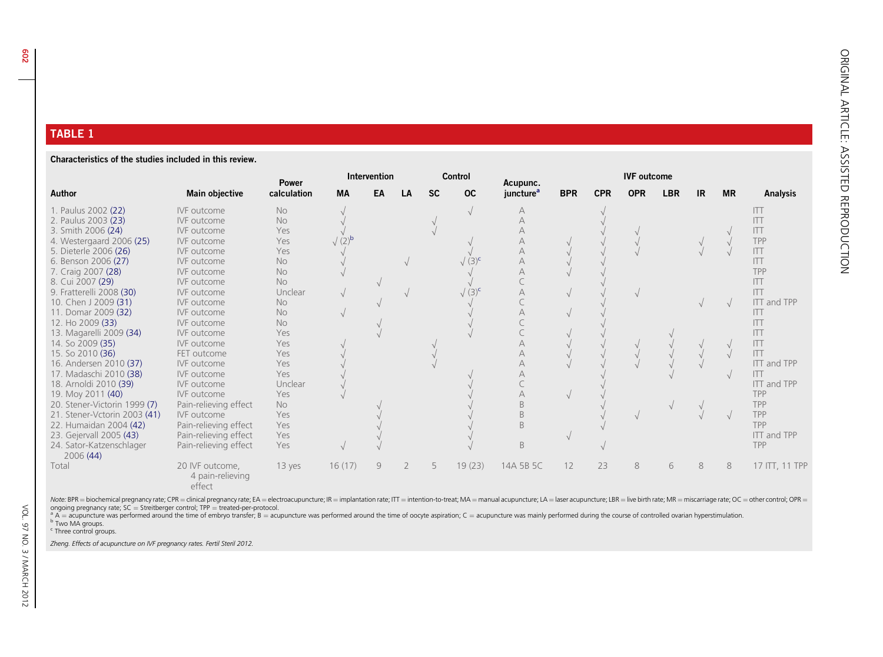## TABLE 1

**Characteristics of the studies included in this review.**

| Author | Main objective | Power calculation | Intervention | | | Control | | Acupunc. juncture[a] | IVF outcome | | | | | | Analysis |
|---|---|---|---|---|---|---|---|---|---|---|---|---|---|---|---|
| | | | MA | EA | LA | SC | OC | | BPR | CPR | OPR | LBR | IR | MR | |
| 1. Paulus 2002 (22) | IVF outcome | No | √ | | | | √ | A | | √ | | | | | ITT |
| 2. Paulus 2003 (23) | IVF outcome | No | √ | | | √ | | A | | √ | | | | | ITT |
| 3. Smith 2006 (24) | IVF outcome | Yes | √ | | | √ | | A | | √ | √ | | | √ | ITT |
| 4. Westergaard 2006 (25) | IVF outcome | Yes | √ (2)[b] | | | | √ | A | √ | √ | √ | | √ | √ | TPP |
| 5. Dieterle 2006 (26) | IVF outcome | Yes | √ | | | | √ | A | √ | √ | √ | | √ | √ | ITT |
| 6. Benson 2006 (27) | IVF outcome | No | √ | | √ | | √ (3)[c] | A | √ | √ | | | | | ITT |
| 7. Craig 2007 (28) | IVF outcome | No | √ | | | | √ | A | √ | √ | | | | | TPP |
| 8. Cui 2007 (29) | IVF outcome | No | | √ | | | √ | C | | √ | | | | | ITT |
| 9. Fratterelli 2008 (30) | IVF outcome | Unclear | √ | | √ | | √ (3)[c] | A | √ | √ | √ | | | | ITT |
| 10. Chen J 2009 (31) | IVF outcome | No | | √ | | | √ | C | | √ | | | √ | √ | ITT and TPP |
| 11. Domar 2009 (32) | IVF outcome | No | √ | | | | √ | A | √ | √ | | | | | ITT |
| 12. Ho 2009 (33) | IVF outcome | No | | √ | | | √ | C | | √ | | | | | ITT |
| 13. Magarelli 2009 (34) | IVF outcome | Yes | | √ | | | √ | C | √ | √ | | √ | | | ITT |
| 14. So 2009 (35) | IVF outcome | Yes | √ | | | √ | | A | √ | √ | √ | √ | √ | √ | ITT |
| 15. So 2010 (36) | FET outcome | Yes | √ | | | √ | | A | √ | √ | √ | √ | √ | √ | ITT |
| 16. Andersen 2010 (37) | IVF outcome | Yes | √ | | | √ | | A | √ | √ | √ | √ | √ | | ITT and TPP |
| 17. Madaschi 2010 (38) | IVF outcome | Yes | √ | | | | √ | A | | √ | | √ | | √ | ITT |
| 18. Arnoldi 2010 (39) | IVF outcome | Unclear | √ | | | | √ | C | | √ | | | | | ITT and TPP |
| 19. Moy 2011 (40) | IVF outcome | Yes | √ | | | | √ | A | √ | √ | | | | | TPP |
| 20. Stener-Victorin 1999 (7) | Pain-relieving effect | No | | √ | | | √ | B | | √ | | √ | √ | | TPP |
| 21. Stener-Vctorin 2003 (41) | IVF outcome | Yes | | √ | | | √ | B | | √ | √ | | √ | √ | TPP |
| 22. Humaidan 2004 (42) | Pain-relieving effect | Yes | | √ | | | √ | B | | √ | | | | | TPP |
| 23. Gejervall 2005 (43) | Pain-relieving effect | Yes | | √ | | | √ | | √ | | | | | | ITT and TPP |
| 24. Sator-Katzenschlager 2006 (44) | Pain-relieving effect | Yes | √ | √ | | | √ | B | | √ | | | | | TPP |
| Total | 20 IVF outcome, 4 pain-relieving effect | 13 yes | 16 (17) | 9 | 2 | 5 | 19 (23) | 14A 5B 5C | 12 | 23 | 8 | 6 | 8 | 8 | 17 ITT, 11 TPP |

*Note:* BPR = biochemical pregnancy rate; CPR = clinical pregnancy rate; EA = electroacupuncture; IR = implantation rate; ITT = intention-to-treat; MA = manual acupuncture; LA = laser acupuncture; LBR = live birth rate; MR = miscarriage rate; OC = other control; OPR = ongoing pregnancy rate; SC = Streitberger control; TPP = treated-per-protocol.

[a] A = acupuncture was performed around the time of embryo transfer; B = acupuncture was performed around the time of oocyte aspiration; C = acupuncture was mainly performed during the course of controlled ovarian hyperstimulation.

[b] Two MA groups.

[c] Three control groups.

*Zheng. Effects of acupuncture on IVF pregnancy rates. Fertil Steril 2012.*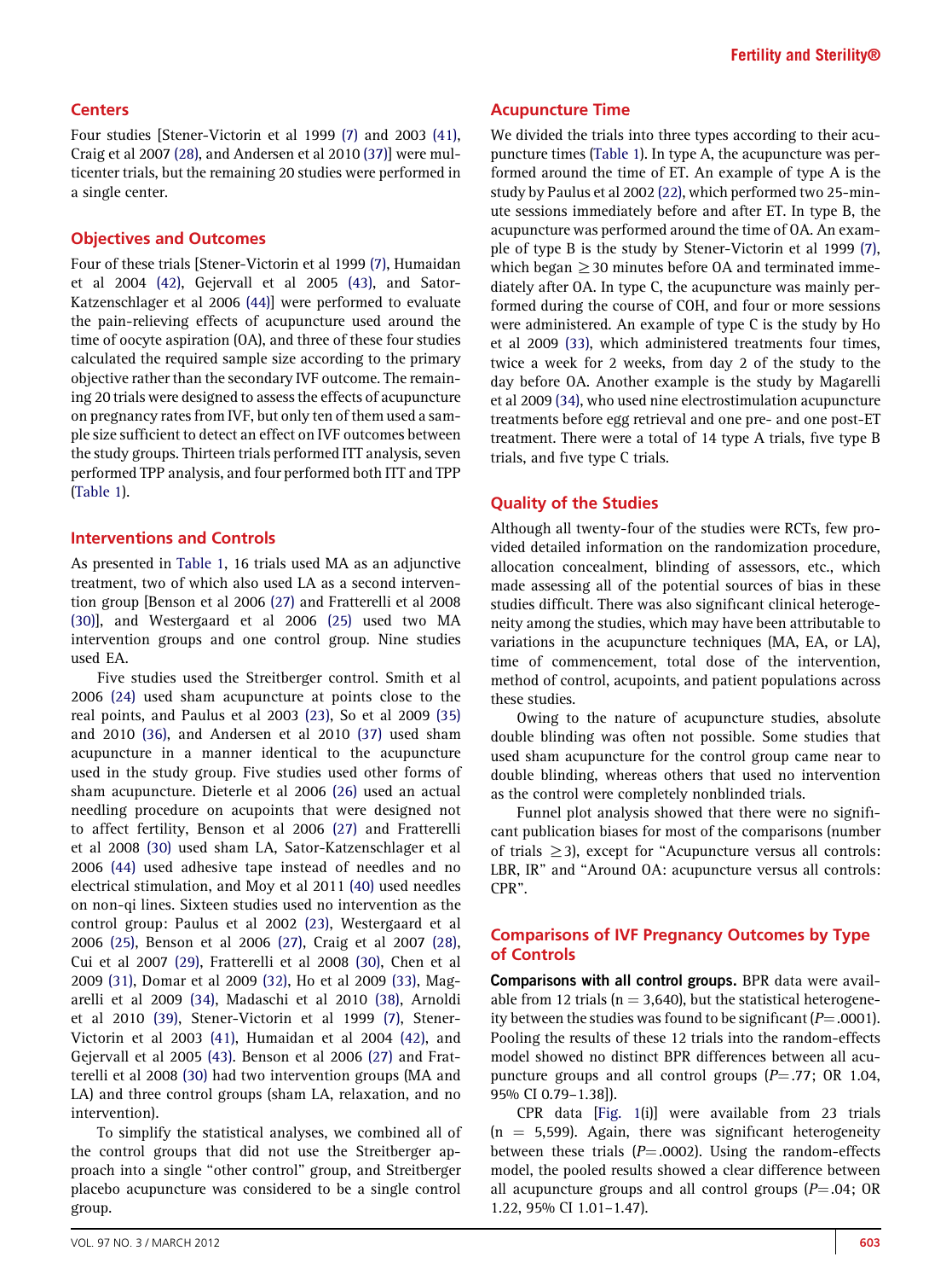## Centers

Four studies [Stener-Victorin et al 1999 (7) and 2003 (41), Craig et al 2007 (28), and Andersen et al 2010 (37)] were multicenter trials, but the remaining 20 studies were performed in a single center.

## Objectives and Outcomes

Four of these trials [Stener-Victorin et al 1999 (7), Humaidan et al 2004 (42), Gejervall et al 2005 (43), and Sator-Katzenschlager et al 2006 (44)] were performed to evaluate the pain-relieving effects of acupuncture used around the time of oocyte aspiration (OA), and three of these four studies calculated the required sample size according to the primary objective rather than the secondary IVF outcome. The remaining 20 trials were designed to assess the effects of acupuncture on pregnancy rates from IVF, but only ten of them used a sample size sufficient to detect an effect on IVF outcomes between the study groups. Thirteen trials performed ITT analysis, seven performed TPP analysis, and four performed both ITT and TPP (Table 1).

## Interventions and Controls

As presented in Table 1, 16 trials used MA as an adjunctive treatment, two of which also used LA as a second intervention group [Benson et al 2006 (27) and Fratterelli et al 2008 (30)], and Westergaard et al 2006 (25) used two MA intervention groups and one control group. Nine studies used EA.

Five studies used the Streitberger control. Smith et al 2006 (24) used sham acupuncture at points close to the real points, and Paulus et al 2003 (23), So et al 2009 (35) and 2010 (36), and Andersen et al 2010 (37) used sham acupuncture in a manner identical to the acupuncture used in the study group. Five studies used other forms of sham acupuncture. Dieterle et al 2006 (26) used an actual needling procedure on acupoints that were designed not to affect fertility, Benson et al 2006 (27) and Fratterelli et al 2008 (30) used sham LA, Sator-Katzenschlager et al 2006 (44) used adhesive tape instead of needles and no electrical stimulation, and Moy et al 2011 (40) used needles on non-qi lines. Sixteen studies used no intervention as the control group: Paulus et al 2002 (23), Westergaard et al 2006 (25), Benson et al 2006 (27), Craig et al 2007 (28), Cui et al 2007 (29), Fratterelli et al 2008 (30), Chen et al 2009 (31), Domar et al 2009 (32), Ho et al 2009 (33), Magarelli et al 2009 (34), Madaschi et al 2010 (38), Arnoldi et al 2010 (39), Stener-Victorin et al 1999 (7), Stener-Victorin et al 2003 (41), Humaidan et al 2004 (42), and Gejervall et al 2005 (43). Benson et al 2006 (27) and Fratterelli et al 2008 (30) had two intervention groups (MA and LA) and three control groups (sham LA, relaxation, and no intervention).

To simplify the statistical analyses, we combined all of the control groups that did not use the Streitberger approach into a single "other control" group, and Streitberger placebo acupuncture was considered to be a single control group.

## Acupuncture Time

We divided the trials into three types according to their acupuncture times (Table 1). In type A, the acupuncture was performed around the time of ET. An example of type A is the study by Paulus et al 2002 (22), which performed two 25-minute sessions immediately before and after ET. In type B, the acupuncture was performed around the time of OA. An example of type B is the study by Stener-Victorin et al 1999 (7), which began $\geq$30 minutes before OA and terminated immediately after OA. In type C, the acupuncture was mainly performed during the course of COH, and four or more sessions were administered. An example of type C is the study by Ho et al 2009 (33), which administered treatments four times, twice a week for 2 weeks, from day 2 of the study to the day before OA. Another example is the study by Magarelli et al 2009 (34), who used nine electrostimulation acupuncture treatments before egg retrieval and one pre- and one post-ET treatment. There were a total of 14 type A trials, five type B trials, and five type C trials.

## Quality of the Studies

Although all twenty-four of the studies were RCTs, few provided detailed information on the randomization procedure, allocation concealment, blinding of assessors, etc., which made assessing all of the potential sources of bias in these studies difficult. There was also significant clinical heterogeneity among the studies, which may have been attributable to variations in the acupuncture techniques (MA, EA, or LA), time of commencement, total dose of the intervention, method of control, acupoints, and patient populations across these studies.

Owing to the nature of acupuncture studies, absolute double blinding was often not possible. Some studies that used sham acupuncture for the control group came near to double blinding, whereas others that used no intervention as the control were completely nonblinded trials.

Funnel plot analysis showed that there were no significant publication biases for most of the comparisons (number of trials $\geq$3), except for "Acupuncture versus all controls: LBR, IR" and "Around OA: acupuncture versus all controls: CPR".

## Comparisons of IVF Pregnancy Outcomes by Type of Controls

**Comparisons with all control groups.** BPR data were available from 12 trials (n = 3,640), but the statistical heterogeneity between the studies was found to be significant ($P$=.0001). Pooling the results of these 12 trials into the random-effects model showed no distinct BPR differences between all acupuncture groups and all control groups ($P$=.77; OR 1.04, 95% CI 0.79–1.38]).

CPR data [Fig. 1(i)] were available from 23 trials (n = 5,599). Again, there was significant heterogeneity between these trials ($P$=.0002). Using the random-effects model, the pooled results showed a clear difference between all acupuncture groups and all control groups ($P$=.04; OR 1.22, 95% CI 1.01–1.47).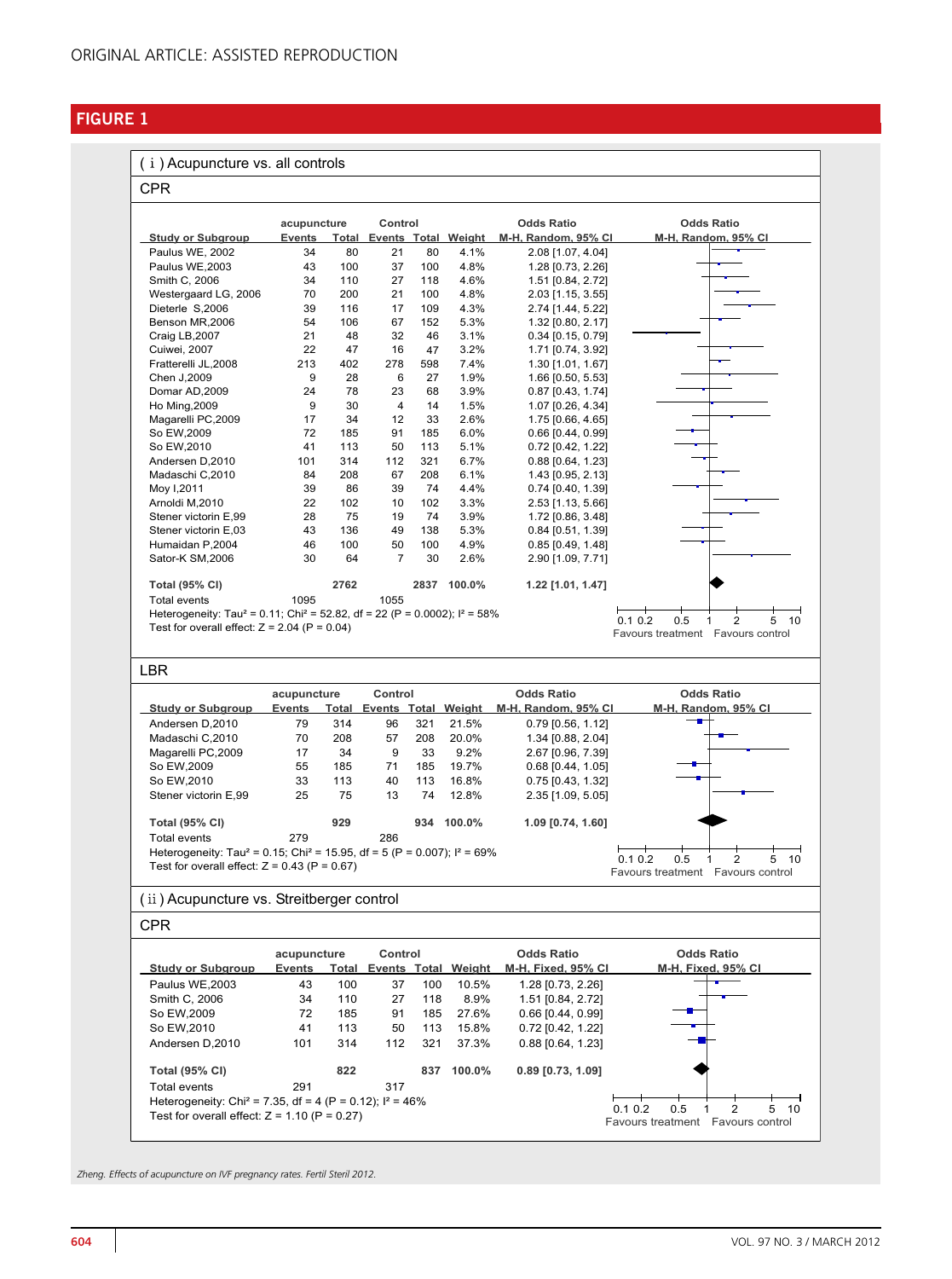## FIGURE 1

### ( i ) Acupuncture vs. all controls

#### CPR

| Study or Subgroup | acupuncture Events | acupuncture Total | Control Events | Control Total | Weight | Odds Ratio M-H, Random, 95% CI |
|---|---|---|---|---|---|---|
| Paulus WE, 2002 | 34 | 80 | 21 | 80 | 4.1% | 2.08 [1.07, 4.04] |
| Paulus WE,2003 | 43 | 100 | 37 | 100 | 4.8% | 1.28 [0.73, 2.26] |
| Smith C, 2006 | 34 | 110 | 27 | 118 | 4.6% | 1.51 [0.84, 2.72] |
| Westergaard LG, 2006 | 70 | 200 | 21 | 100 | 4.8% | 2.03 [1.15, 3.55] |
| Dieterle S,2006 | 39 | 116 | 17 | 109 | 4.3% | 2.74 [1.44, 5.22] |
| Benson MR,2006 | 54 | 106 | 67 | 152 | 5.3% | 1.32 [0.80, 2.17] |
| Craig LB,2007 | 21 | 48 | 32 | 46 | 3.1% | 0.34 [0.15, 0.79] |
| Cuiwei, 2007 | 22 | 47 | 16 | 47 | 3.2% | 1.71 [0.74, 3.92] |
| Fratterelli JL,2008 | 213 | 402 | 278 | 598 | 7.4% | 1.30 [1.01, 1.67] |
| Chen J,2009 | 9 | 28 | 6 | 27 | 1.9% | 1.66 [0.50, 5.53] |
| Domar AD,2009 | 24 | 78 | 23 | 68 | 3.9% | 0.87 [0.43, 1.74] |
| Ho Ming,2009 | 9 | 30 | 4 | 14 | 1.5% | 1.07 [0.26, 4.34] |
| Magarelli PC,2009 | 17 | 34 | 12 | 33 | 2.6% | 1.75 [0.66, 4.65] |
| So EW,2009 | 72 | 185 | 91 | 185 | 6.0% | 0.66 [0.44, 0.99] |
| So EW,2010 | 41 | 113 | 50 | 113 | 5.1% | 0.72 [0.42, 1.22] |
| Andersen D,2010 | 101 | 314 | 112 | 321 | 6.7% | 0.88 [0.64, 1.23] |
| Madaschi C,2010 | 84 | 208 | 67 | 208 | 6.1% | 1.43 [0.95, 2.13] |
| Moy I,2011 | 39 | 86 | 39 | 74 | 4.4% | 0.74 [0.40, 1.39] |
| Arnoldi M,2010 | 22 | 102 | 10 | 102 | 3.3% | 2.53 [1.13, 5.66] |
| Stener victorin E,99 | 28 | 75 | 19 | 74 | 3.9% | 1.72 [0.86, 3.48] |
| Stener victorin E,03 | 43 | 136 | 49 | 138 | 5.3% | 0.84 [0.51, 1.39] |
| Humaidan P,2004 | 46 | 100 | 50 | 100 | 4.9% | 0.85 [0.49, 1.48] |
| Sator-K SM,2006 | 30 | 64 | 7 | 30 | 2.6% | 2.90 [1.09, 7.71] |
| **Total (95% CI)** | | **2762** | | **2837** | **100.0%** | **1.22 [1.01, 1.47]** |
| Total events | 1095 | | 1055 | | | |

Heterogeneity: Tau² = 0.11; Chi² = 52.82, df = 22 (P = 0.0002); I² = 58%
Test for overall effect: Z = 2.04 (P = 0.04)

Favours treatment / Favours control

#### LBR

| Study or Subgroup | acupuncture Events | acupuncture Total | Control Events | Control Total | Weight | Odds Ratio M-H, Random, 95% CI |
|---|---|---|---|---|---|---|
| Andersen D,2010 | 79 | 314 | 96 | 321 | 21.5% | 0.79 [0.56, 1.12] |
| Madaschi C,2010 | 70 | 208 | 57 | 208 | 20.0% | 1.34 [0.88, 2.04] |
| Magarelli PC,2009 | 17 | 34 | 9 | 33 | 9.2% | 2.67 [0.96, 7.39] |
| So EW,2009 | 55 | 185 | 71 | 185 | 19.7% | 0.68 [0.44, 1.05] |
| So EW,2010 | 33 | 113 | 40 | 113 | 16.8% | 0.75 [0.43, 1.32] |
| Stener victorin E,99 | 25 | 75 | 13 | 74 | 12.8% | 2.35 [1.09, 5.05] |
| **Total (95% CI)** | | **929** | | **934** | **100.0%** | **1.09 [0.74, 1.60]** |
| Total events | 279 | | 286 | | | |

Heterogeneity: Tau² = 0.15; Chi² = 15.95, df = 5 (P = 0.007); I² = 69%
Test for overall effect: Z = 0.43 (P = 0.67)

Favours treatment / Favours control

### ( ii ) Acupuncture vs. Streitberger control

#### CPR

| Study or Subgroup | acupuncture Events | acupuncture Total | Control Events | Control Total | Weight | Odds Ratio M-H, Fixed, 95% CI |
|---|---|---|---|---|---|---|
| Paulus WE,2003 | 43 | 100 | 37 | 100 | 10.5% | 1.28 [0.73, 2.26] |
| Smith C, 2006 | 34 | 110 | 27 | 118 | 8.9% | 1.51 [0.84, 2.72] |
| So EW,2009 | 72 | 185 | 91 | 185 | 27.6% | 0.66 [0.44, 0.99] |
| So EW,2010 | 41 | 113 | 50 | 113 | 15.8% | 0.72 [0.42, 1.22] |
| Andersen D,2010 | 101 | 314 | 112 | 321 | 37.3% | 0.88 [0.64, 1.23] |
| **Total (95% CI)** | | **822** | | **837** | **100.0%** | **0.89 [0.73, 1.09]** |
| Total events | 291 | | 317 | | | |

Heterogeneity: Chi² = 7.35, df = 4 (P = 0.12); I² = 46%
Test for overall effect: Z = 1.10 (P = 0.27)

Favours treatment / Favours control

*Zheng. Effects of acupuncture on IVF pregnancy rates. Fertil Steril 2012.*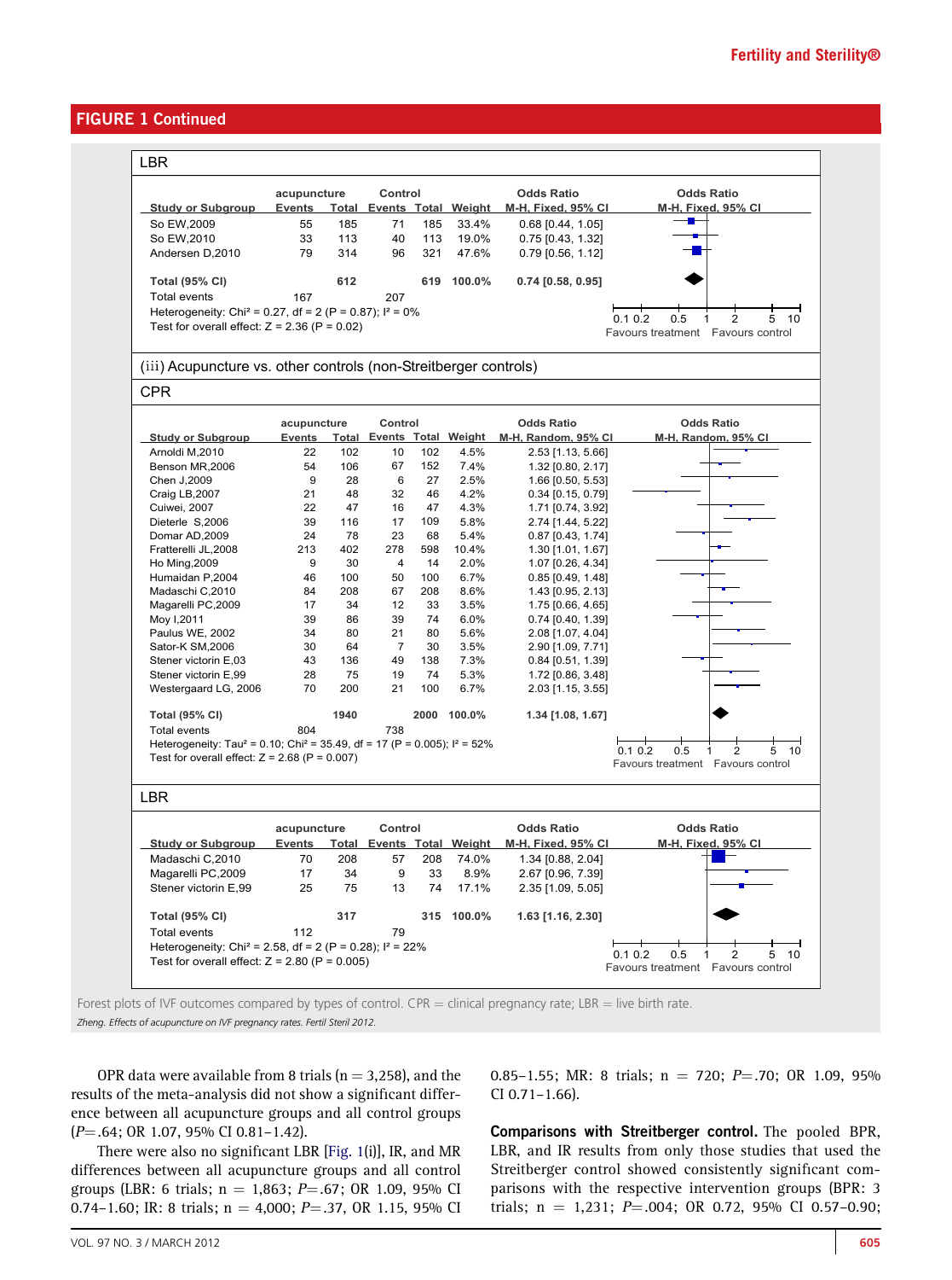## FIGURE 1 Continued

**LBR**

| Study or Subgroup | acupuncture Events | acupuncture Total | Control Events | Control Total | Weight | Odds Ratio M-H, Fixed, 95% CI |
|---|---|---|---|---|---|---|
| So EW,2009 | 55 | 185 | 71 | 185 | 33.4% | 0.68 [0.44, 1.05] |
| So EW,2010 | 33 | 113 | 40 | 113 | 19.0% | 0.75 [0.43, 1.32] |
| Andersen D,2010 | 79 | 314 | 96 | 321 | 47.6% | 0.79 [0.56, 1.12] |
| **Total (95% CI)** | | **612** | | **619** | **100.0%** | **0.74 [0.58, 0.95]** |
| Total events | 167 | | 207 | | | |

Heterogeneity: $Chi^2 = 0.27$, df = 2 (P = 0.87); $I^2 = 0\%$
Test for overall effect: Z = 2.36 (P = 0.02)

(iii) Acupuncture vs. other controls (non-Streitberger controls)

**CPR**

| Study or Subgroup | acupuncture Events | acupuncture Total | Control Events | Control Total | Weight | Odds Ratio M-H, Random, 95% CI |
|---|---|---|---|---|---|---|
| Arnoldi M,2010 | 22 | 102 | 10 | 102 | 4.5% | 2.53 [1.13, 5.66] |
| Benson MR,2006 | 54 | 106 | 67 | 152 | 7.4% | 1.32 [0.80, 2.17] |
| Chen J,2009 | 9 | 28 | 6 | 27 | 2.5% | 1.66 [0.50, 5.53] |
| Craig LB,2007 | 21 | 48 | 32 | 46 | 4.2% | 0.34 [0.15, 0.79] |
| Cuiwei, 2007 | 22 | 47 | 16 | 47 | 4.3% | 1.71 [0.74, 3.92] |
| Dieterle S,2006 | 39 | 116 | 17 | 109 | 5.8% | 2.74 [1.44, 5.22] |
| Domar AD,2009 | 24 | 78 | 23 | 68 | 5.4% | 0.87 [0.43, 1.74] |
| Fratterelli JL,2008 | 213 | 402 | 278 | 598 | 10.4% | 1.30 [1.01, 1.67] |
| Ho Ming,2009 | 9 | 30 | 4 | 14 | 2.0% | 1.07 [0.26, 4.34] |
| Humaidan P,2004 | 46 | 100 | 50 | 100 | 6.7% | 0.85 [0.49, 1.48] |
| Madaschi C,2010 | 84 | 208 | 67 | 208 | 8.6% | 1.43 [0.95, 2.13] |
| Magarelli PC,2009 | 17 | 34 | 12 | 33 | 3.5% | 1.75 [0.66, 4.65] |
| Moy I,2011 | 39 | 86 | 39 | 74 | 6.0% | 0.74 [0.40, 1.39] |
| Paulus WE, 2002 | 34 | 80 | 21 | 80 | 5.6% | 2.08 [1.07, 4.04] |
| Sator-K SM,2006 | 30 | 64 | 7 | 30 | 3.5% | 2.90 [1.09, 7.71] |
| Stener victorin E,03 | 43 | 136 | 49 | 138 | 7.3% | 0.84 [0.51, 1.39] |
| Stener victorin E,99 | 28 | 75 | 19 | 74 | 5.3% | 1.72 [0.86, 3.48] |
| Westergaard LG, 2006 | 70 | 200 | 21 | 100 | 6.7% | 2.03 [1.15, 3.55] |
| **Total (95% CI)** | | **1940** | | **2000** | **100.0%** | **1.34 [1.08, 1.67]** |
| Total events | 804 | | 738 | | | |

Heterogeneity: $Tau^2 = 0.10$; $Chi^2 = 35.49$, df = 17 (P = 0.005); $I^2 = 52\%$
Test for overall effect: Z = 2.68 (P = 0.007)

**LBR**

| Study or Subgroup | acupuncture Events | acupuncture Total | Control Events | Control Total | Weight | Odds Ratio M-H, Fixed, 95% CI |
|---|---|---|---|---|---|---|
| Madaschi C,2010 | 70 | 208 | 57 | 208 | 74.0% | 1.34 [0.88, 2.04] |
| Magarelli PC,2009 | 17 | 34 | 9 | 33 | 8.9% | 2.67 [0.96, 7.39] |
| Stener victorin E,99 | 25 | 75 | 13 | 74 | 17.1% | 2.35 [1.09, 5.05] |
| **Total (95% CI)** | | **317** | | **315** | **100.0%** | **1.63 [1.16, 2.30]** |
| Total events | 112 | | 79 | | | |

Heterogeneity: $Chi^2 = 2.58$, df = 2 (P = 0.28); $I^2 = 22\%$
Test for overall effect: Z = 2.80 (P = 0.005)

Favours treatment / Favours control (axis: 0.1 0.2 0.5 1 2 5 10)

Forest plots of IVF outcomes compared by types of control. CPR = clinical pregnancy rate; LBR = live birth rate.

*Zheng. Effects of acupuncture on IVF pregnancy rates. Fertil Steril 2012.*

OPR data were available from 8 trials (n = 3,258), and the results of the meta-analysis did not show a significant difference between all acupuncture groups and all control groups ($P=.64$; OR 1.07, 95% CI 0.81–1.42).

There were also no significant LBR [Fig. 1(i)], IR, and MR differences between all acupuncture groups and all control groups (LBR: 6 trials; n = 1,863; $P=.67$; OR 1.09, 95% CI 0.74–1.60; IR: 8 trials; n = 4,000; $P=.37$, OR 1.15, 95% CI 0.85–1.55; MR: 8 trials; n = 720; $P=.70$; OR 1.09, 95% CI 0.71–1.66).

**Comparisons with Streitberger control.** The pooled BPR, LBR, and IR results from only those studies that used the Streitberger control showed consistently significant comparisons with the respective intervention groups (BPR: 3 trials; n = 1,231; $P=.004$; OR 0.72, 95% CI 0.57–0.90;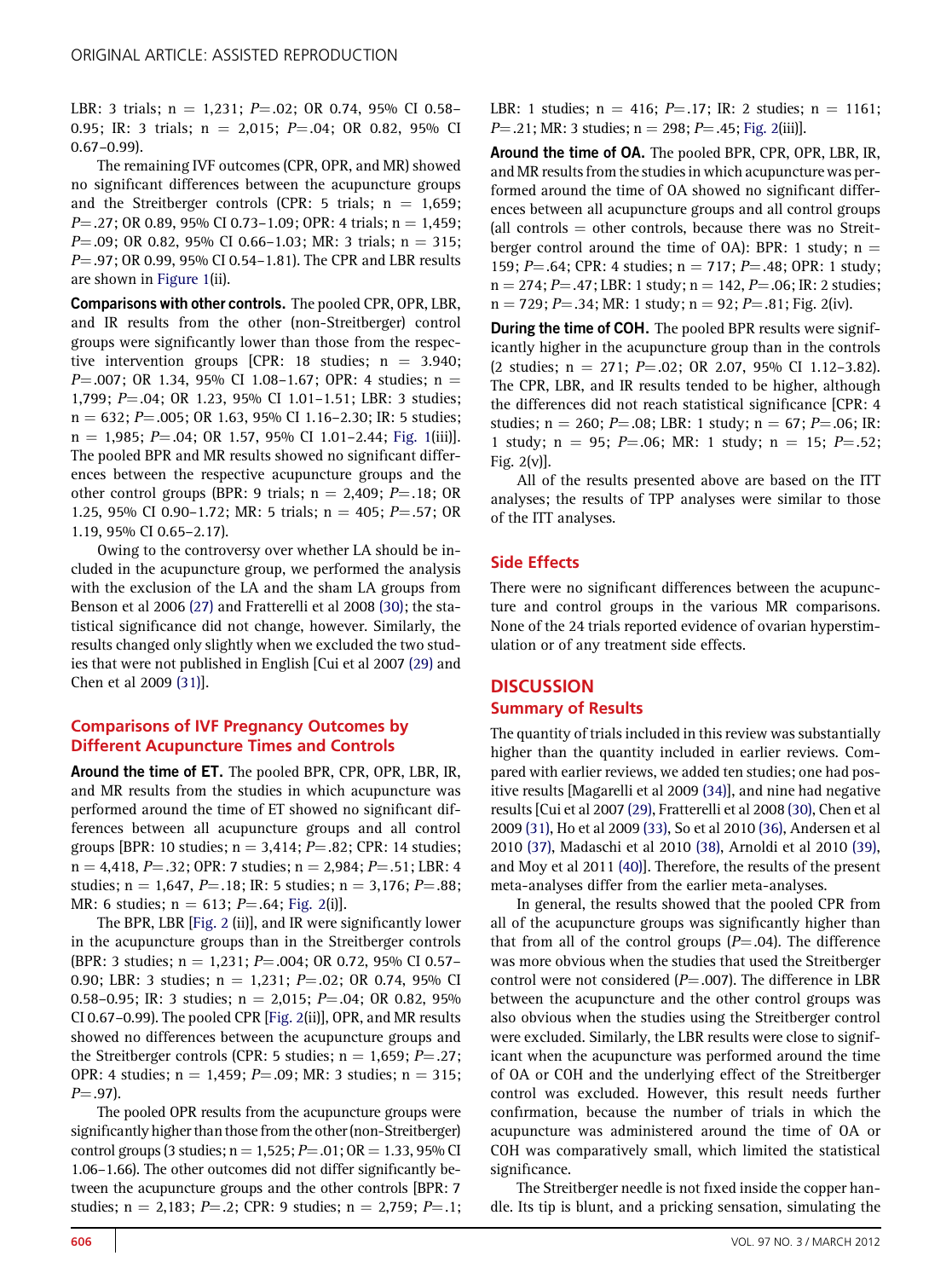LBR: 3 trials; n = 1,231; $P$=.02; OR 0.74, 95% CI 0.58–0.95; IR: 3 trials; n = 2,015; $P$=.04; OR 0.82, 95% CI 0.67–0.99).

The remaining IVF outcomes (CPR, OPR, and MR) showed no significant differences between the acupuncture groups and the Streitberger controls (CPR: 5 trials; n = 1,659; $P$=.27; OR 0.89, 95% CI 0.73–1.09; OPR: 4 trials; n = 1,459; $P$=.09; OR 0.82, 95% CI 0.66–1.03; MR: 3 trials; n = 315; $P$=.97; OR 0.99, 95% CI 0.54–1.81). The CPR and LBR results are shown in Figure 1(ii).

**Comparisons with other controls.** The pooled CPR, OPR, LBR, and IR results from the other (non-Streitberger) control groups were significantly lower than those from the respective intervention groups [CPR: 18 studies; n = 3.940; $P$=.007; OR 1.34, 95% CI 1.08–1.67; OPR: 4 studies; n = 1,799; $P$=.04; OR 1.23, 95% CI 1.01–1.51; LBR: 3 studies; n = 632; $P$=.005; OR 1.63, 95% CI 1.16–2.30; IR: 5 studies; n = 1,985; $P$=.04; OR 1.57, 95% CI 1.01–2.44; Fig. 1(iii)]. The pooled BPR and MR results showed no significant differences between the respective acupuncture groups and the other control groups (BPR: 9 trials; n = 2,409; $P$=.18; OR 1.25, 95% CI 0.90–1.72; MR: 5 trials; n = 405; $P$=.57; OR 1.19, 95% CI 0.65–2.17).

Owing to the controversy over whether LA should be included in the acupuncture group, we performed the analysis with the exclusion of the LA and the sham LA groups from Benson et al 2006 (27) and Fratterelli et al 2008 (30); the statistical significance did not change, however. Similarly, the results changed only slightly when we excluded the two studies that were not published in English [Cui et al 2007 (29) and Chen et al 2009 (31)].

### Comparisons of IVF Pregnancy Outcomes by Different Acupuncture Times and Controls

**Around the time of ET.** The pooled BPR, CPR, OPR, LBR, IR, and MR results from the studies in which acupuncture was performed around the time of ET showed no significant differences between all acupuncture groups and all control groups [BPR: 10 studies; n = 3,414; $P$=.82; CPR: 14 studies; n = 4,418, $P$=.32; OPR: 7 studies; n = 2,984; $P$=.51; LBR: 4 studies; n = 1,647, $P$=.18; IR: 5 studies; n = 3,176; $P$=.88; MR: 6 studies; n = 613; $P$=.64; Fig. 2(i)].

The BPR, LBR [Fig. 2 (ii)], and IR were significantly lower in the acupuncture groups than in the Streitberger controls (BPR: 3 studies; n = 1,231; $P$=.004; OR 0.72, 95% CI 0.57–0.90; LBR: 3 studies; n = 1,231; $P$=.02; OR 0.74, 95% CI 0.58–0.95; IR: 3 studies; n = 2,015; $P$=.04; OR 0.82, 95% CI 0.67–0.99). The pooled CPR [Fig. 2(ii)], OPR, and MR results showed no differences between the acupuncture groups and the Streitberger controls (CPR: 5 studies; n = 1,659; $P$=.27; OPR: 4 studies; n = 1,459; $P$=.09; MR: 3 studies; n = 315; $P$=.97).

The pooled OPR results from the acupuncture groups were significantly higher than those from the other (non-Streitberger) control groups (3 studies; n = 1,525; $P$=.01; OR = 1.33, 95% CI 1.06–1.66). The other outcomes did not differ significantly between the acupuncture groups and the other controls [BPR: 7 studies; n = 2,183; $P$=.2; CPR: 9 studies; n = 2,759; $P$=.1; LBR: 1 studies; n = 416; $P$=.17; IR: 2 studies; n = 1161; $P$=.21; MR: 3 studies; n = 298; $P$=.45; Fig. 2(iii)].

**Around the time of OA.** The pooled BPR, CPR, OPR, LBR, IR, and MR results from the studies in which acupuncture was performed around the time of OA showed no significant differences between all acupuncture groups and all control groups (all controls = other controls, because there was no Streitberger control around the time of OA): BPR: 1 study; n = 159; $P$=.64; CPR: 4 studies; n = 717; $P$=.48; OPR: 1 study; n = 274; $P$=.47; LBR: 1 study; n = 142, $P$=.06; IR: 2 studies; n = 729; $P$=.34; MR: 1 study; n = 92; $P$=.81; Fig. 2(iv).

**During the time of COH.** The pooled BPR results were significantly higher in the acupuncture group than in the controls (2 studies; n = 271; $P$=.02; OR 2.07, 95% CI 1.12–3.82). The CPR, LBR, and IR results tended to be higher, although the differences did not reach statistical significance [CPR: 4 studies; n = 260; $P$=.08; LBR: 1 study; n = 67; $P$=.06; IR: 1 study; n = 95; $P$=.06; MR: 1 study; n = 15; $P$=.52; Fig. 2(v)].

All of the results presented above are based on the ITT analyses; the results of TPP analyses were similar to those of the ITT analyses.

### Side Effects

There were no significant differences between the acupuncture and control groups in the various MR comparisons. None of the 24 trials reported evidence of ovarian hyperstimulation or of any treatment side effects.

## DISCUSSION

### Summary of Results

The quantity of trials included in this review was substantially higher than the quantity included in earlier reviews. Compared with earlier reviews, we added ten studies; one had positive results [Magarelli et al 2009 (34)], and nine had negative results [Cui et al 2007 (29), Fratterelli et al 2008 (30), Chen et al 2009 (31), Ho et al 2009 (33), So et al 2010 (36), Andersen et al 2010 (37), Madaschi et al 2010 (38), Arnoldi et al 2010 (39), and Moy et al 2011 (40)]. Therefore, the results of the present meta-analyses differ from the earlier meta-analyses.

In general, the results showed that the pooled CPR from all of the acupuncture groups was significantly higher than that from all of the control groups ($P$=.04). The difference was more obvious when the studies that used the Streitberger control were not considered ($P$=.007). The difference in LBR between the acupuncture and the other control groups was also obvious when the studies using the Streitberger control were excluded. Similarly, the LBR results were close to significant when the acupuncture was performed around the time of OA or COH and the underlying effect of the Streitberger control was excluded. However, this result needs further confirmation, because the number of trials in which the acupuncture was administered around the time of OA or COH was comparatively small, which limited the statistical significance.

The Streitberger needle is not fixed inside the copper handle. Its tip is blunt, and a pricking sensation, simulating the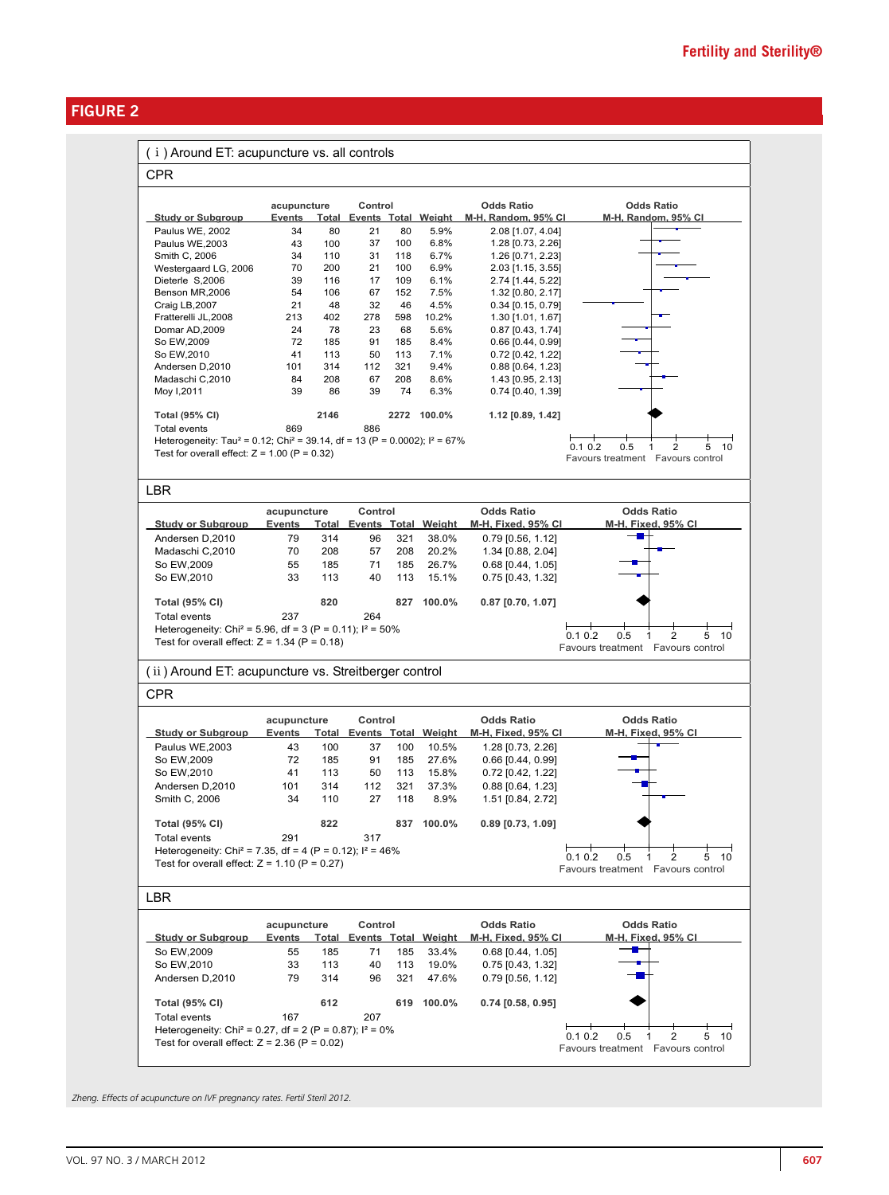## FIGURE 2

### ( i ) Around ET: acupuncture vs. all controls

**CPR**

| Study or Subgroup | acupuncture Events | acupuncture Total | Control Events | Control Total | Weight | Odds Ratio M-H, Random, 95% CI |
|---|---|---|---|---|---|---|
| Paulus WE, 2002 | 34 | 80 | 21 | 80 | 5.9% | 2.08 [1.07, 4.04] |
| Paulus WE,2003 | 43 | 100 | 37 | 100 | 6.8% | 1.28 [0.73, 2.26] |
| Smith C, 2006 | 34 | 110 | 31 | 118 | 6.7% | 1.26 [0.71, 2.23] |
| Westergaard LG, 2006 | 70 | 200 | 21 | 100 | 6.9% | 2.03 [1.15, 3.55] |
| Dieterle S,2006 | 39 | 116 | 17 | 109 | 6.1% | 2.74 [1.44, 5.22] |
| Benson MR,2006 | 54 | 106 | 67 | 152 | 7.5% | 1.32 [0.80, 2.17] |
| Craig LB,2007 | 21 | 48 | 32 | 46 | 4.5% | 0.34 [0.15, 0.79] |
| Fratterelli JL,2008 | 213 | 402 | 278 | 598 | 10.2% | 1.30 [1.01, 1.67] |
| Domar AD,2009 | 24 | 78 | 23 | 68 | 5.6% | 0.87 [0.43, 1.74] |
| So EW,2009 | 72 | 185 | 91 | 185 | 8.4% | 0.66 [0.44, 0.99] |
| So EW,2010 | 41 | 113 | 50 | 113 | 7.1% | 0.72 [0.42, 1.22] |
| Andersen D,2010 | 101 | 314 | 112 | 321 | 9.4% | 0.88 [0.64, 1.23] |
| Madaschi C,2010 | 84 | 208 | 67 | 208 | 8.6% | 1.43 [0.95, 2.13] |
| Moy I,2011 | 39 | 86 | 39 | 74 | 6.3% | 0.74 [0.40, 1.39] |
| **Total (95% CI)** | | **2146** | | **2272** | **100.0%** | **1.12 [0.89, 1.42]** |
| Total events | 869 | | 886 | | | |

Heterogeneity: Tau² = 0.12; Chi² = 39.14, df = 13 (P = 0.0002); I² = 67%
Test for overall effect: Z = 1.00 (P = 0.32)

Favours treatment | Favours control

**LBR**

| Study or Subgroup | acupuncture Events | acupuncture Total | Control Events | Control Total | Weight | Odds Ratio M-H, Fixed, 95% CI |
|---|---|---|---|---|---|---|
| Andersen D,2010 | 79 | 314 | 96 | 321 | 38.0% | 0.79 [0.56, 1.12] |
| Madaschi C,2010 | 70 | 208 | 57 | 208 | 20.2% | 1.34 [0.88, 2.04] |
| So EW,2009 | 55 | 185 | 71 | 185 | 26.7% | 0.68 [0.44, 1.05] |
| So EW,2010 | 33 | 113 | 40 | 113 | 15.1% | 0.75 [0.43, 1.32] |
| **Total (95% CI)** | | **820** | | **827** | **100.0%** | **0.87 [0.70, 1.07]** |
| Total events | 237 | | 264 | | | |

Heterogeneity: Chi² = 5.96, df = 3 (P = 0.11); I² = 50%
Test for overall effect: Z = 1.34 (P = 0.18)

Favours treatment | Favours control

### ( ii ) Around ET: acupuncture vs. Streitberger control

**CPR**

| Study or Subgroup | acupuncture Events | acupuncture Total | Control Events | Control Total | Weight | Odds Ratio M-H, Fixed, 95% CI |
|---|---|---|---|---|---|---|
| Paulus WE,2003 | 43 | 100 | 37 | 100 | 10.5% | 1.28 [0.73, 2.26] |
| So EW,2009 | 72 | 185 | 91 | 185 | 27.6% | 0.66 [0.44, 0.99] |
| So EW,2010 | 41 | 113 | 50 | 113 | 15.8% | 0.72 [0.42, 1.22] |
| Andersen D,2010 | 101 | 314 | 112 | 321 | 37.3% | 0.88 [0.64, 1.23] |
| Smith C, 2006 | 34 | 110 | 27 | 118 | 8.9% | 1.51 [0.84, 2.72] |
| **Total (95% CI)** | | **822** | | **837** | **100.0%** | **0.89 [0.73, 1.09]** |
| Total events | 291 | | 317 | | | |

Heterogeneity: Chi² = 7.35, df = 4 (P = 0.12); I² = 46%
Test for overall effect: Z = 1.10 (P = 0.27)

Favours treatment | Favours control

**LBR**

| Study or Subgroup | acupuncture Events | acupuncture Total | Control Events | Control Total | Weight | Odds Ratio M-H, Fixed, 95% CI |
|---|---|---|---|---|---|---|
| So EW,2009 | 55 | 185 | 71 | 185 | 33.4% | 0.68 [0.44, 1.05] |
| So EW,2010 | 33 | 113 | 40 | 113 | 19.0% | 0.75 [0.43, 1.32] |
| Andersen D,2010 | 79 | 314 | 96 | 321 | 47.6% | 0.79 [0.56, 1.12] |
| **Total (95% CI)** | | **612** | | **619** | **100.0%** | **0.74 [0.58, 0.95]** |
| Total events | 167 | | 207 | | | |

Heterogeneity: Chi² = 0.27, df = 2 (P = 0.87); I² = 0%
Test for overall effect: Z = 2.36 (P = 0.02)

Favours treatment | Favours control

*Zheng. Effects of acupuncture on IVF pregnancy rates. Fertil Steril 2012.*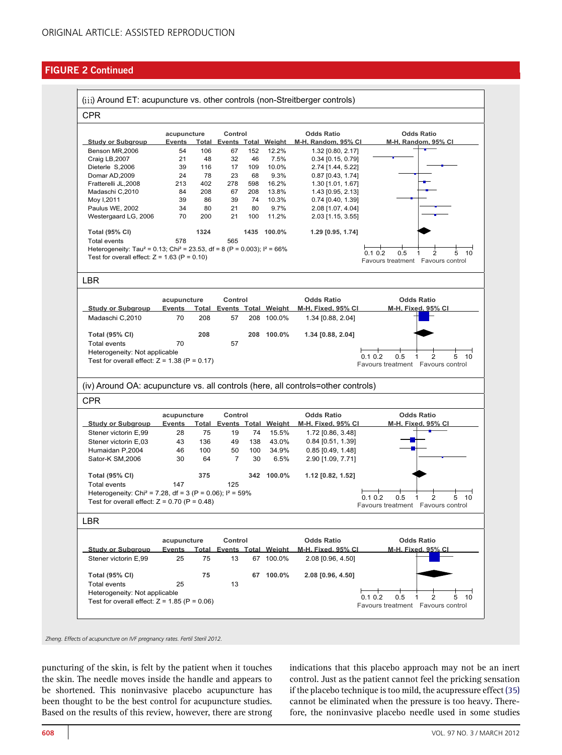## FIGURE 2 Continued

(iii) Around ET: acupuncture vs. other controls (non-Streitberger controls)

CPR

| Study or Subgroup | acupuncture Events | acupuncture Total | Control Events | Control Total | Weight | Odds Ratio M-H, Random, 95% CI |
|---|---|---|---|---|---|---|
| Benson MR,2006 | 54 | 106 | 67 | 152 | 12.2% | 1.32 [0.80, 2.17] |
| Craig LB,2007 | 21 | 48 | 32 | 46 | 7.5% | 0.34 [0.15, 0.79] |
| Dieterle S,2006 | 39 | 116 | 17 | 109 | 10.0% | 2.74 [1.44, 5.22] |
| Domar AD,2009 | 24 | 78 | 23 | 68 | 9.3% | 0.87 [0.43, 1.74] |
| Fratterelli JL,2008 | 213 | 402 | 278 | 598 | 16.2% | 1.30 [1.01, 1.67] |
| Madaschi C,2010 | 84 | 208 | 67 | 208 | 13.8% | 1.43 [0.95, 2.13] |
| Moy I,2011 | 39 | 86 | 39 | 74 | 10.3% | 0.74 [0.40, 1.39] |
| Paulus WE, 2002 | 34 | 80 | 21 | 80 | 9.7% | 2.08 [1.07, 4.04] |
| Westergaard LG, 2006 | 70 | 200 | 21 | 100 | 11.2% | 2.03 [1.15, 3.55] |
| **Total (95% CI)** | | **1324** | | **1435** | **100.0%** | **1.29 [0.95, 1.74]** |
| Total events | 578 | | 565 | | | |

Heterogeneity: Tau² = 0.13; Chi² = 23.53, df = 8 (P = 0.003); I² = 66%
Test for overall effect: Z = 1.63 (P = 0.10)

Favours treatment / Favours control

LBR

| Study or Subgroup | acupuncture Events | acupuncture Total | Control Events | Control Total | Weight | Odds Ratio M-H, Fixed, 95% CI |
|---|---|---|---|---|---|---|
| Madaschi C,2010 | 70 | 208 | 57 | 208 | 100.0% | 1.34 [0.88, 2.04] |
| **Total (95% CI)** | | **208** | | **208** | **100.0%** | **1.34 [0.88, 2.04]** |
| Total events | 70 | | 57 | | | |

Heterogeneity: Not applicable
Test for overall effect: Z = 1.38 (P = 0.17)

Favours treatment / Favours control

(iv) Around OA: acupuncture vs. all controls (here, all controls=other controls)

CPR

| Study or Subgroup | acupuncture Events | acupuncture Total | Control Events | Control Total | Weight | Odds Ratio M-H, Fixed, 95% CI |
|---|---|---|---|---|---|---|
| Stener victorin E,99 | 28 | 75 | 19 | 74 | 15.5% | 1.72 [0.86, 3.48] |
| Stener victorin E,03 | 43 | 136 | 49 | 138 | 43.0% | 0.84 [0.51, 1.39] |
| Humaidan P,2004 | 46 | 100 | 50 | 100 | 34.9% | 0.85 [0.49, 1.48] |
| Sator-K SM,2006 | 30 | 64 | 7 | 30 | 6.5% | 2.90 [1.09, 7.71] |
| **Total (95% CI)** | | **375** | | **342** | **100.0%** | **1.12 [0.82, 1.52]** |
| Total events | 147 | | 125 | | | |

Heterogeneity: Chi² = 7.28, df = 3 (P = 0.06); I² = 59%
Test for overall effect: Z = 0.70 (P = 0.48)

Favours treatment / Favours control

LBR

| Study or Subgroup | acupuncture Events | acupuncture Total | Control Events | Control Total | Weight | Odds Ratio M-H, Fixed, 95% CI |
|---|---|---|---|---|---|---|
| Stener victorin E,99 | 25 | 75 | 13 | 67 | 100.0% | 2.08 [0.96, 4.50] |
| **Total (95% CI)** | | **75** | | **67** | **100.0%** | **2.08 [0.96, 4.50]** |
| Total events | 25 | | 13 | | | |

Heterogeneity: Not applicable
Test for overall effect: Z = 1.85 (P = 0.06)

Favours treatment / Favours control

*Zheng. Effects of acupuncture on IVF pregnancy rates. Fertil Steril 2012.*

puncturing of the skin, is felt by the patient when it touches the skin. The needle moves inside the handle and appears to be shortened. This noninvasive placebo acupuncture has been thought to be the best control for acupuncture studies. Based on the results of this review, however, there are strong indications that this placebo approach may not be an inert control. Just as the patient cannot feel the pricking sensation if the placebo technique is too mild, the acupressure effect (35) cannot be eliminated when the pressure is too heavy. Therefore, the noninvasive placebo needle used in some studies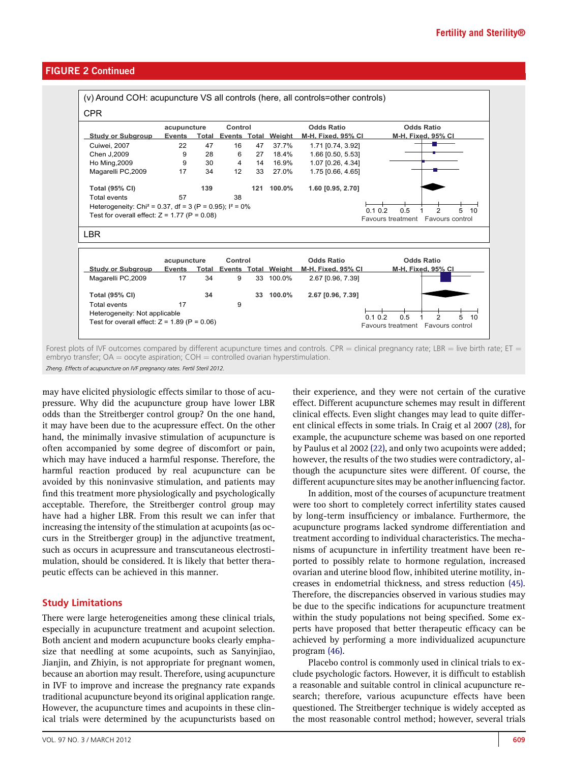## FIGURE 2 Continued

(v) Around COH: acupuncture VS all controls (here, all controls=other controls)

CPR

| Study or Subgroup | acupuncture Events | acupuncture Total | Control Events | Control Total | Weight | Odds Ratio M-H, Fixed, 95% CI |
|---|---|---|---|---|---|---|
| Cuiwei, 2007 | 22 | 47 | 16 | 47 | 37.7% | 1.71 [0.74, 3.92] |
| Chen J,2009 | 9 | 28 | 6 | 27 | 18.4% | 1.66 [0.50, 5.53] |
| Ho Ming,2009 | 9 | 30 | 4 | 14 | 16.9% | 1.07 [0.26, 4.34] |
| Magarelli PC,2009 | 17 | 34 | 12 | 33 | 27.0% | 1.75 [0.66, 4.65] |
| **Total (95% CI)** | | **139** | | **121** | **100.0%** | **1.60 [0.95, 2.70]** |
| Total events | 57 | | 38 | | | |

Heterogeneity: $Chi^2 = 0.37$, df = 3 (P = 0.95); $I^2 = 0\%$
Test for overall effect: Z = 1.77 (P = 0.08)

Favours treatment / Favours control

LBR

| Study or Subgroup | acupuncture Events | acupuncture Total | Control Events | Control Total | Weight | Odds Ratio M-H, Fixed, 95% CI |
|---|---|---|---|---|---|---|
| Magarelli PC,2009 | 17 | 34 | 9 | 33 | 100.0% | 2.67 [0.96, 7.39] |
| **Total (95% CI)** | | **34** | | **33** | **100.0%** | **2.67 [0.96, 7.39]** |
| Total events | 17 | | 9 | | | |

Heterogeneity: Not applicable
Test for overall effect: Z = 1.89 (P = 0.06)

Favours treatment / Favours control

Forest plots of IVF outcomes compared by different acupuncture times and controls. CPR = clinical pregnancy rate; LBR = live birth rate; ET = embryo transfer; OA = oocyte aspiration; COH = controlled ovarian hyperstimulation.

*Zheng. Effects of acupuncture on IVF pregnancy rates. Fertil Steril 2012.*

may have elicited physiologic effects similar to those of acupressure. Why did the acupuncture group have lower LBR odds than the Streitberger control group? On the one hand, it may have been due to the acupressure effect. On the other hand, the minimally invasive stimulation of acupuncture is often accompanied by some degree of discomfort or pain, which may have induced a harmful response. Therefore, the harmful reaction produced by real acupuncture can be avoided by this noninvasive stimulation, and patients may find this treatment more physiologically and psychologically acceptable. Therefore, the Streitberger control group may have had a higher LBR. From this result we can infer that increasing the intensity of the stimulation at acupoints (as occurs in the Streitberger group) in the adjunctive treatment, such as occurs in acupressure and transcutaneous electrostimulation, should be considered. It is likely that better therapeutic effects can be achieved in this manner.

## Study Limitations

There were large heterogeneities among these clinical trials, especially in acupuncture treatment and acupoint selection. Both ancient and modern acupuncture books clearly emphasize that needling at some acupoints, such as Sanyinjiao, Jianjin, and Zhiyin, is not appropriate for pregnant women, because an abortion may result. Therefore, using acupuncture in IVF to improve and increase the pregnancy rate expands traditional acupuncture beyond its original application range. However, the acupuncture times and acupoints in these clinical trials were determined by the acupuncturists based on their experience, and they were not certain of the curative effect. Different acupuncture schemes may result in different clinical effects. Even slight changes may lead to quite different clinical effects in some trials. In Craig et al 2007 (28), for example, the acupuncture scheme was based on one reported by Paulus et al 2002 (22), and only two acupoints were added; however, the results of the two studies were contradictory, although the acupuncture sites were different. Of course, the different acupuncture sites may be another influencing factor.

In addition, most of the courses of acupuncture treatment were too short to completely correct infertility states caused by long-term insufficiency or imbalance. Furthermore, the acupuncture programs lacked syndrome differentiation and treatment according to individual characteristics. The mechanisms of acupuncture in infertility treatment have been reported to possibly relate to hormone regulation, increased ovarian and uterine blood flow, inhibited uterine motility, increases in endometrial thickness, and stress reduction (45). Therefore, the discrepancies observed in various studies may be due to the specific indications for acupuncture treatment within the study populations not being specified. Some experts have proposed that better therapeutic efficacy can be achieved by performing a more individualized acupuncture program (46).

Placebo control is commonly used in clinical trials to exclude psychologic factors. However, it is difficult to establish a reasonable and suitable control in clinical acupuncture research; therefore, various acupuncture effects have been questioned. The Streitberger technique is widely accepted as the most reasonable control method; however, several trials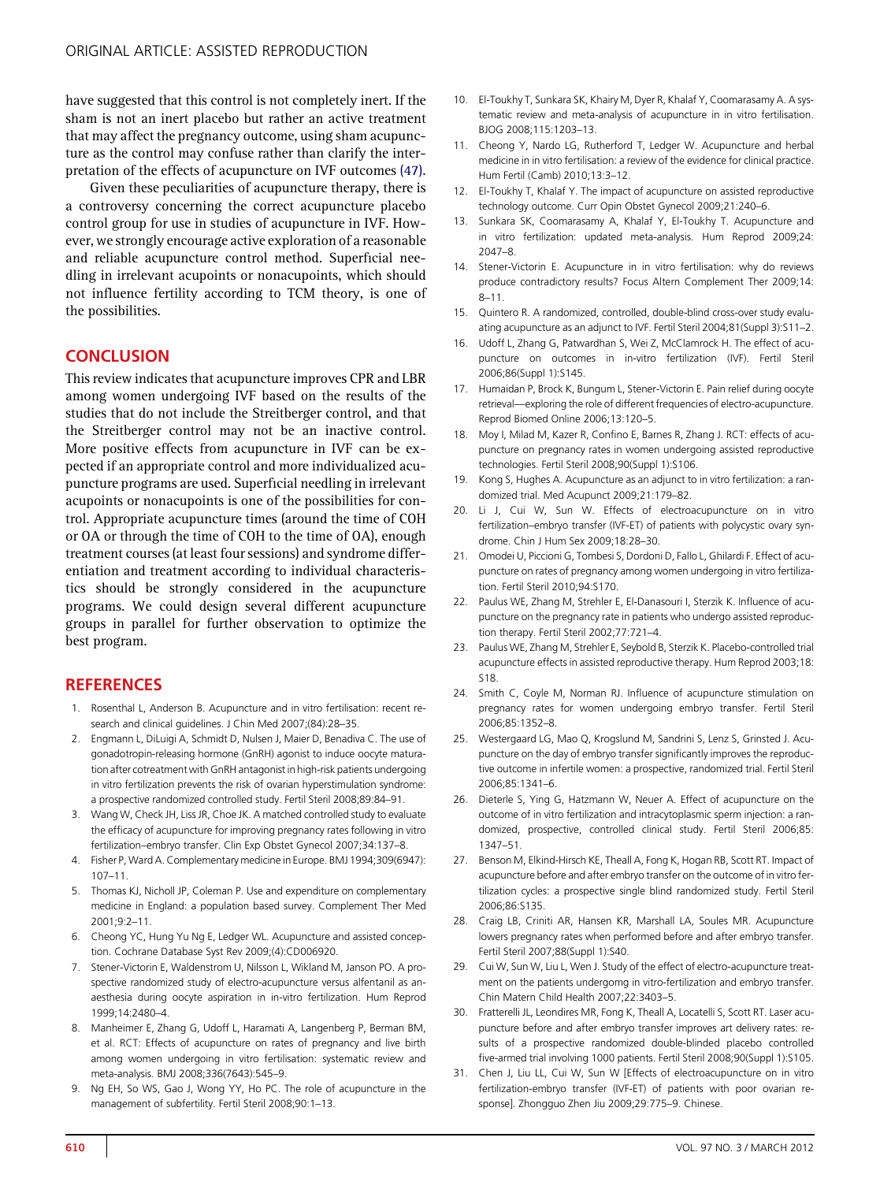have suggested that this control is not completely inert. If the sham is not an inert placebo but rather an active treatment that may affect the pregnancy outcome, using sham acupuncture as the control may confuse rather than clarify the interpretation of the effects of acupuncture on IVF outcomes (47).

Given these peculiarities of acupuncture therapy, there is a controversy concerning the correct acupuncture placebo control group for use in studies of acupuncture in IVF. However, we strongly encourage active exploration of a reasonable and reliable acupuncture control method. Superficial needling in irrelevant acupoints or nonacupoints, which should not influence fertility according to TCM theory, is one of the possibilities.

## CONCLUSION

This review indicates that acupuncture improves CPR and LBR among women undergoing IVF based on the results of the studies that do not include the Streitberger control, and that the Streitberger control may not be an inactive control. More positive effects from acupuncture in IVF can be expected if an appropriate control and more individualized acupuncture programs are used. Superficial needling in irrelevant acupoints or nonacupoints is one of the possibilities for control. Appropriate acupuncture times (around the time of COH or OA or through the time of COH to the time of OA), enough treatment courses (at least four sessions) and syndrome differentiation and treatment according to individual characteristics should be strongly considered in the acupuncture programs. We could design several different acupuncture groups in parallel for further observation to optimize the best program.

## REFERENCES

1. Rosenthal L, Anderson B. Acupuncture and in vitro fertilisation: recent research and clinical guidelines. J Chin Med 2007;(84):28–35.
2. Engmann L, DiLuigi A, Schmidt D, Nulsen J, Maier D, Benadiva C. The use of gonadotropin-releasing hormone (GnRH) agonist to induce oocyte maturation after cotreatment with GnRH antagonist in high-risk patients undergoing in vitro fertilization prevents the risk of ovarian hyperstimulation syndrome: a prospective randomized controlled study. Fertil Steril 2008;89:84–91.
3. Wang W, Check JH, Liss JR, Choe JK. A matched controlled study to evaluate the efficacy of acupuncture for improving pregnancy rates following in vitro fertilization–embryo transfer. Clin Exp Obstet Gynecol 2007;34:137–8.
4. Fisher P, Ward A. Complementary medicine in Europe. BMJ 1994;309(6947): 107–11.
5. Thomas KJ, Nicholl JP, Coleman P. Use and expenditure on complementary medicine in England: a population based survey. Complement Ther Med 2001;9:2–11.
6. Cheong YC, Hung Yu Ng E, Ledger WL. Acupuncture and assisted conception. Cochrane Database Syst Rev 2009;(4):CD006920.
7. Stener-Victorin E, Waldenstrom U, Nilsson L, Wikland M, Janson PO. A prospective randomized study of electro-acupuncture versus alfentanil as anaesthesia during oocyte aspiration in in-vitro fertilization. Hum Reprod 1999;14:2480–4.
8. Manheimer E, Zhang G, Udoff L, Haramati A, Langenberg P, Berman BM, et al. RCT: Effects of acupuncture on rates of pregnancy and live birth among women undergoing in vitro fertilisation: systematic review and meta-analysis. BMJ 2008;336(7643):545–9.
9. Ng EH, So WS, Gao J, Wong YY, Ho PC. The role of acupuncture in the management of subfertility. Fertil Steril 2008;90:1–13.
10. El-Toukhy T, Sunkara SK, Khairy M, Dyer R, Khalaf Y, Coomarasamy A. A systematic review and meta-analysis of acupuncture in in vitro fertilisation. BJOG 2008;115:1203–13.
11. Cheong Y, Nardo LG, Rutherford T, Ledger W. Acupuncture and herbal medicine in in vitro fertilisation: a review of the evidence for clinical practice. Hum Fertil (Camb) 2010;13:3–12.
12. El-Toukhy T, Khalaf Y. The impact of acupuncture on assisted reproductive technology outcome. Curr Opin Obstet Gynecol 2009;21:240–6.
13. Sunkara SK, Coomarasamy A, Khalaf Y, El-Toukhy T. Acupuncture and in vitro fertilization: updated meta-analysis. Hum Reprod 2009;24: 2047–8.
14. Stener-Victorin E. Acupuncture in in vitro fertilisation: why do reviews produce contradictory results? Focus Altern Complement Ther 2009;14: 8–11.
15. Quintero R. A randomized, controlled, double-blind cross-over study evaluating acupuncture as an adjunct to IVF. Fertil Steril 2004;81(Suppl 3):S11–2.
16. Udoff L, Zhang G, Patwardhan S, Wei Z, McClamrock H. The effect of acupuncture on outcomes in in-vitro fertilization (IVF). Fertil Steril 2006;86(Suppl 1):S145.
17. Humaidan P, Brock K, Bungum L, Stener-Victorin E. Pain relief during oocyte retrieval—exploring the role of different frequencies of electro-acupuncture. Reprod Biomed Online 2006;13:120–5.
18. Moy I, Milad M, Kazer R, Confino E, Barnes R, Zhang J. RCT: effects of acupuncture on pregnancy rates in women undergoing assisted reproductive technologies. Fertil Steril 2008;90(Suppl 1):S106.
19. Kong S, Hughes A. Acupuncture as an adjunct to in vitro fertilization: a randomized trial. Med Acupunct 2009;21:179–82.
20. Li J, Cui W, Sun W. Effects of electroacupuncture on in vitro fertilization–embryo transfer (IVF-ET) of patients with polycystic ovary syndrome. Chin J Hum Sex 2009;18:28–30.
21. Omodei U, Piccioni G, Tombesi S, Dordoni D, Fallo L, Ghilardi F. Effect of acupuncture on rates of pregnancy among women undergoing in vitro fertilization. Fertil Steril 2010;94:S170.
22. Paulus WE, Zhang M, Strehler E, El-Danasouri I, Sterzik K. Influence of acupuncture on the pregnancy rate in patients who undergo assisted reproduction therapy. Fertil Steril 2002;77:721–4.
23. Paulus WE, Zhang M, Strehler E, Seybold B, Sterzik K. Placebo-controlled trial acupuncture effects in assisted reproductive therapy. Hum Reprod 2003;18: S18.
24. Smith C, Coyle M, Norman RJ. Influence of acupuncture stimulation on pregnancy rates for women undergoing embryo transfer. Fertil Steril 2006;85:1352–8.
25. Westergaard LG, Mao Q, Krogslund M, Sandrini S, Lenz S, Grinsted J. Acupuncture on the day of embryo transfer significantly improves the reproductive outcome in infertile women: a prospective, randomized trial. Fertil Steril 2006;85:1341–6.
26. Dieterle S, Ying G, Hatzmann W, Neuer A. Effect of acupuncture on the outcome of in vitro fertilization and intracytoplasmic sperm injection: a randomized, prospective, controlled clinical study. Fertil Steril 2006;85: 1347–51.
27. Benson M, Elkind-Hirsch KE, Theall A, Fong K, Hogan RB, Scott RT. Impact of acupuncture before and after embryo transfer on the outcome of in vitro fertilization cycles: a prospective single blind randomized study. Fertil Steril 2006;86:S135.
28. Craig LB, Criniti AR, Hansen KR, Marshall LA, Soules MR. Acupuncture lowers pregnancy rates when performed before and after embryo transfer. Fertil Steril 2007;88(Suppl 1):S40.
29. Cui W, Sun W, Liu L, Wen J. Study of the effect of electro-acupuncture treatment on the patients undergomg in vitro-fertilization and embryo transfer. Chin Matern Child Health 2007;22:3403–5.
30. Fratterelli JL, Leondires MR, Fong K, Theall A, Locatelli S, Scott RT. Laser acupuncture before and after embryo transfer improves art delivery rates: results of a prospective randomized double-blinded placebo controlled five-armed trial involving 1000 patients. Fertil Steril 2008;90(Suppl 1):S105.
31. Chen J, Liu LL, Cui W, Sun W [Effects of electroacupuncture on in vitro fertilization-embryo transfer (IVF-ET) of patients with poor ovarian response]. Zhongguo Zhen Jiu 2009;29:775–9. Chinese.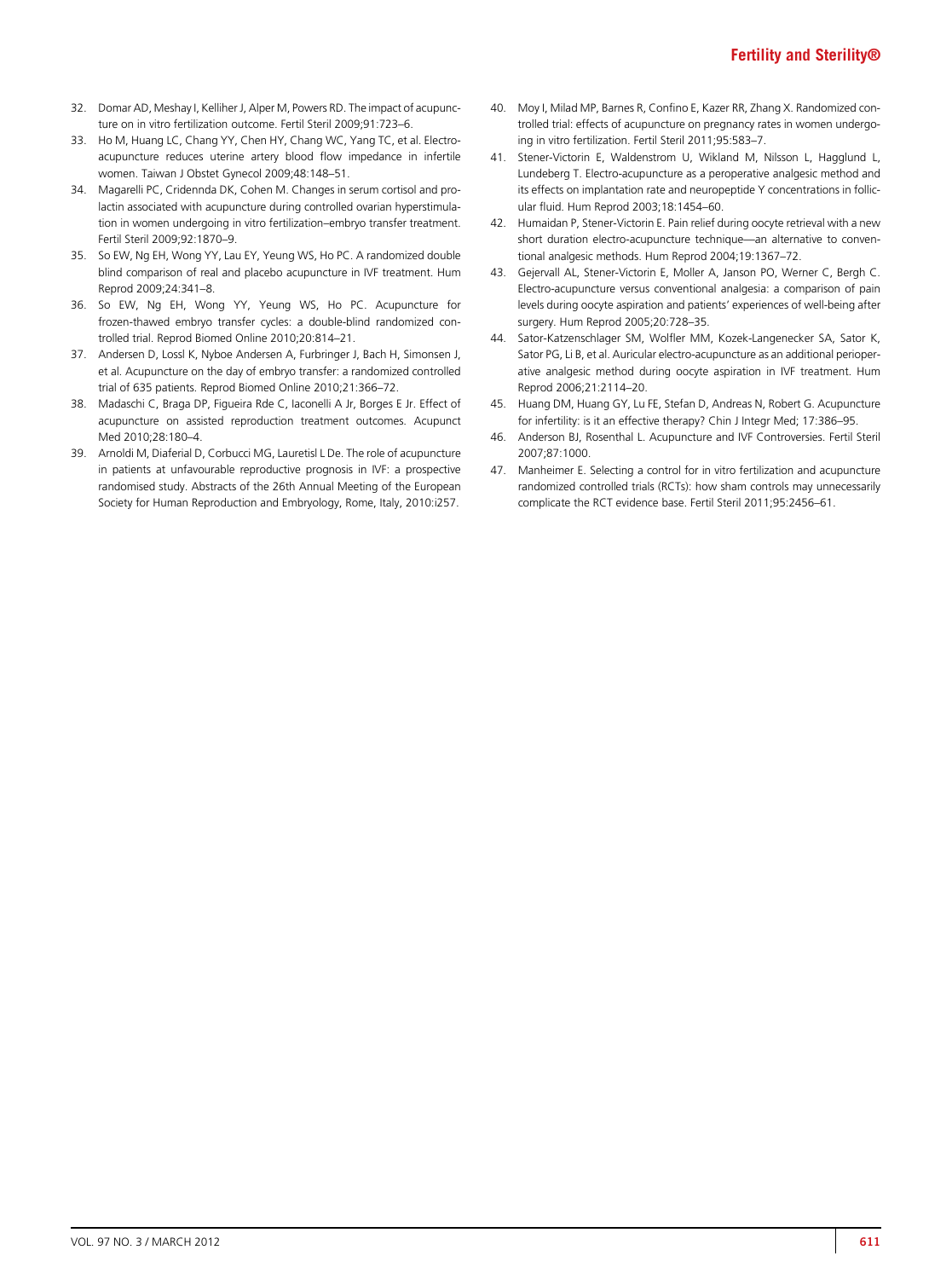32. Domar AD, Meshay I, Kelliher J, Alper M, Powers RD. The impact of acupuncture on in vitro fertilization outcome. Fertil Steril 2009;91:723–6.
33. Ho M, Huang LC, Chang YY, Chen HY, Chang WC, Yang TC, et al. Electroacupuncture reduces uterine artery blood flow impedance in infertile women. Taiwan J Obstet Gynecol 2009;48:148–51.
34. Magarelli PC, Cridennda DK, Cohen M. Changes in serum cortisol and prolactin associated with acupuncture during controlled ovarian hyperstimulation in women undergoing in vitro fertilization–embryo transfer treatment. Fertil Steril 2009;92:1870–9.
35. So EW, Ng EH, Wong YY, Lau EY, Yeung WS, Ho PC. A randomized double blind comparison of real and placebo acupuncture in IVF treatment. Hum Reprod 2009;24:341–8.
36. So EW, Ng EH, Wong YY, Yeung WS, Ho PC. Acupuncture for frozen-thawed embryo transfer cycles: a double-blind randomized controlled trial. Reprod Biomed Online 2010;20:814–21.
37. Andersen D, Lossl K, Nyboe Andersen A, Furbringer J, Bach H, Simonsen J, et al. Acupuncture on the day of embryo transfer: a randomized controlled trial of 635 patients. Reprod Biomed Online 2010;21:366–72.
38. Madaschi C, Braga DP, Figueira Rde C, Iaconelli A Jr, Borges E Jr. Effect of acupuncture on assisted reproduction treatment outcomes. Acupunct Med 2010;28:180–4.
39. Arnoldi M, Diaferial D, Corbucci MG, Lauretisl L De. The role of acupuncture in patients at unfavourable reproductive prognosis in IVF: a prospective randomised study. Abstracts of the 26th Annual Meeting of the European Society for Human Reproduction and Embryology, Rome, Italy, 2010:i257.
40. Moy I, Milad MP, Barnes R, Confino E, Kazer RR, Zhang X. Randomized controlled trial: effects of acupuncture on pregnancy rates in women undergoing in vitro fertilization. Fertil Steril 2011;95:583–7.
41. Stener-Victorin E, Waldenstrom U, Wikland M, Nilsson L, Hagglund L, Lundeberg T. Electro-acupuncture as a peroperative analgesic method and its effects on implantation rate and neuropeptide Y concentrations in follicular fluid. Hum Reprod 2003;18:1454–60.
42. Humaidan P, Stener-Victorin E. Pain relief during oocyte retrieval with a new short duration electro-acupuncture technique—an alternative to conventional analgesic methods. Hum Reprod 2004;19:1367–72.
43. Gejervall AL, Stener-Victorin E, Moller A, Janson PO, Werner C, Bergh C. Electro-acupuncture versus conventional analgesia: a comparison of pain levels during oocyte aspiration and patients' experiences of well-being after surgery. Hum Reprod 2005;20:728–35.
44. Sator-Katzenschlager SM, Wolfler MM, Kozek-Langenecker SA, Sator K, Sator PG, Li B, et al. Auricular electro-acupuncture as an additional perioperative analgesic method during oocyte aspiration in IVF treatment. Hum Reprod 2006;21:2114–20.
45. Huang DM, Huang GY, Lu FE, Stefan D, Andreas N, Robert G. Acupuncture for infertility: is it an effective therapy? Chin J Integr Med; 17:386–95.
46. Anderson BJ, Rosenthal L. Acupuncture and IVF Controversies. Fertil Steril 2007;87:1000.
47. Manheimer E. Selecting a control for in vitro fertilization and acupuncture randomized controlled trials (RCTs): how sham controls may unnecessarily complicate the RCT evidence base. Fertil Steril 2011;95:2456–61.